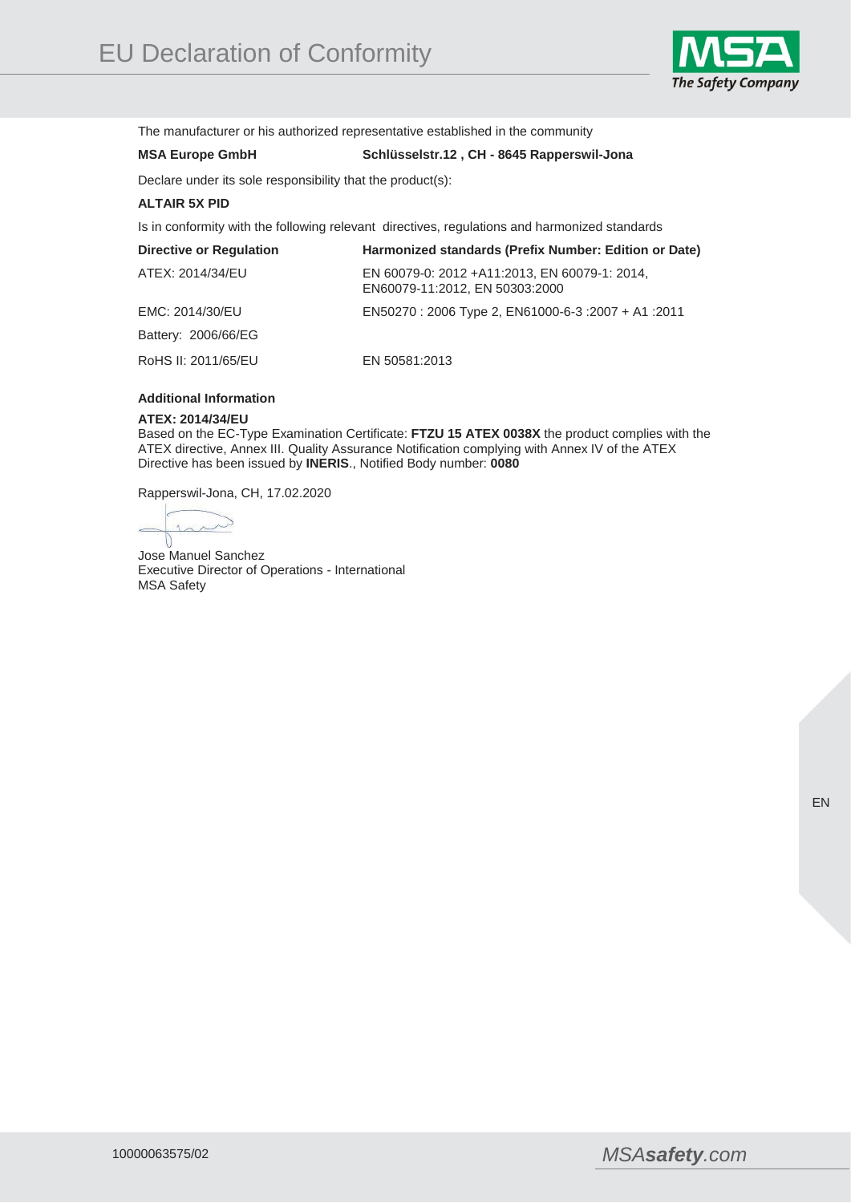# EU Declaration of Conformity

The manufacturer or his authorized representative established in the community

**MSA Europe GmbH** **Schlüsselstr.12 , CH - 8645 Rapperswil-Jona**

Declare under its sole responsibility that the product(s):

**ALTAIR 5X PID**

Is in conformity with the following relevant directives, regulations and harmonized standards

| Directive or Regulation | Harmonized standards (Prefix Number: Edition or Date) |
|---|---|
| ATEX: 2014/34/EU | EN 60079-0: 2012 +A11:2013, EN 60079-1: 2014, EN60079-11:2012, EN 50303:2000 |
| EMC: 2014/30/EU | EN50270 : 2006 Type 2, EN61000-6-3 :2007 + A1 :2011 |
| Battery: 2006/66/EG | |
| RoHS II: 2011/65/EU | EN 50581:2013 |

**Additional Information**

**ATEX: 2014/34/EU**
Based on the EC-Type Examination Certificate: **FTZU 15 ATEX 0038X** the product complies with the ATEX directive, Annex III. Quality Assurance Notification complying with Annex IV of the ATEX Directive has been issued by **INERIS**., Notified Body number: **0080**

Rapperswil-Jona, CH, 17.02.2020

Jose Manuel Sanchez
Executive Director of Operations - International
MSA Safety

EN

10000063575/02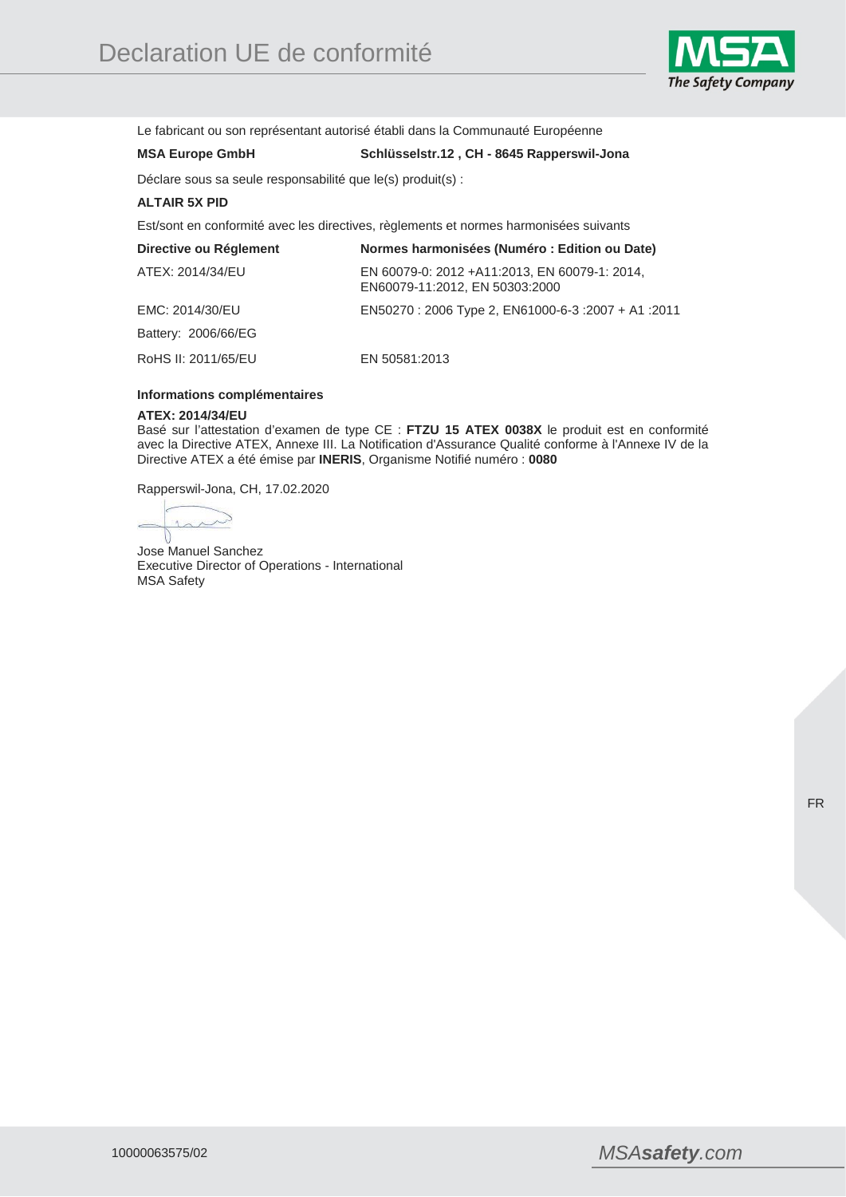# Declaration UE de conformité

Le fabricant ou son représentant autorisé établi dans la Communauté Européenne

**MSA Europe GmbH** **Schlüsselstr.12 , CH - 8645 Rapperswil-Jona**

Déclare sous sa seule responsabilité que le(s) produit(s) :

**ALTAIR 5X PID**

Est/sont en conformité avec les directives, règlements et normes harmonisées suivants

| Directive ou Réglement | Normes harmonisées (Numéro : Edition ou Date) |
|---|---|
| ATEX: 2014/34/EU | EN 60079-0: 2012 +A11:2013, EN 60079-1: 2014, EN60079-11:2012, EN 50303:2000 |
| EMC: 2014/30/EU | EN50270 : 2006 Type 2, EN61000-6-3 :2007 + A1 :2011 |
| Battery: 2006/66/EG | |
| RoHS II: 2011/65/EU | EN 50581:2013 |

**Informations complémentaires**

**ATEX: 2014/34/EU**
Basé sur l'attestation d'examen de type CE : **FTZU 15 ATEX 0038X** le produit est en conformité avec la Directive ATEX, Annexe III. La Notification d'Assurance Qualité conforme à l'Annexe IV de la Directive ATEX a été émise par **INERIS**, Organisme Notifié numéro : **0080**

Rapperswil-Jona, CH, 17.02.2020

Jose Manuel Sanchez
Executive Director of Operations - International
MSA Safety

10000063575/02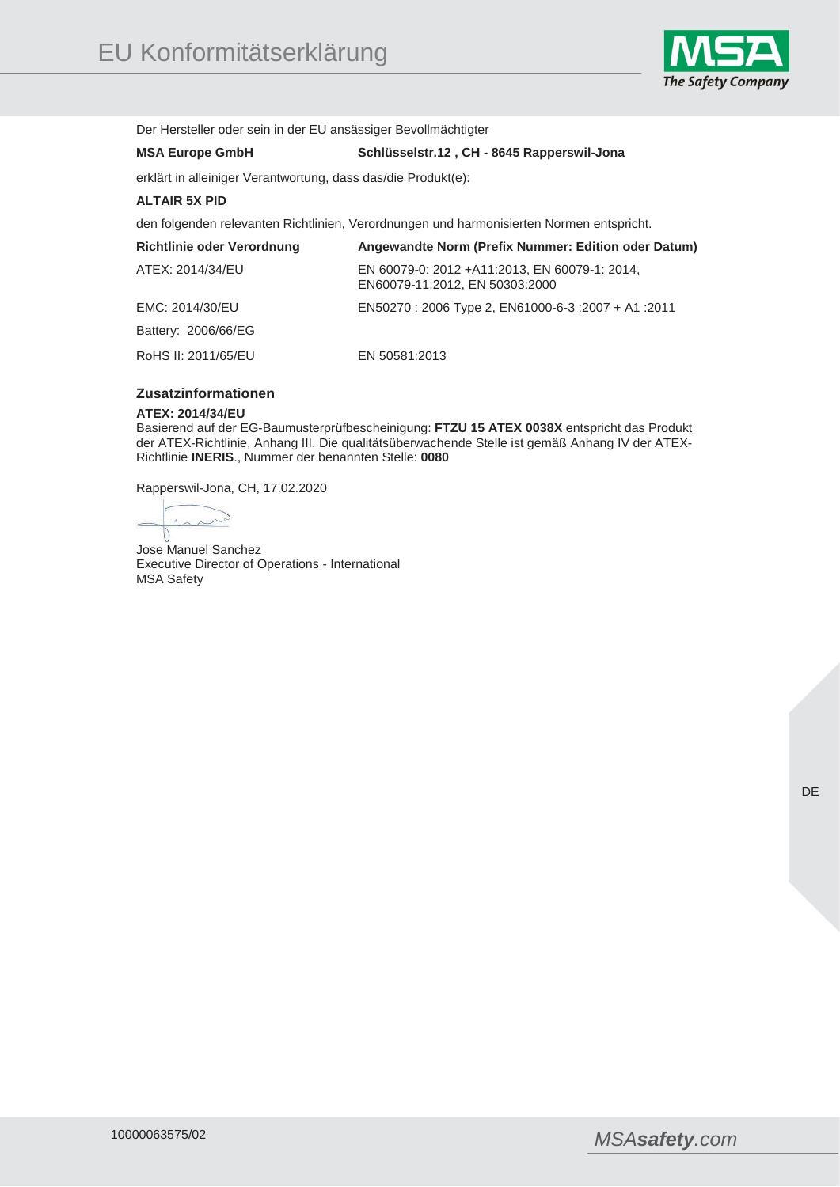# EU Konformitätserklärung

Der Hersteller oder sein in der EU ansässiger Bevollmächtigter

**MSA Europe GmbH** **Schlüsselstr.12 , CH - 8645 Rapperswil-Jona**

erklärt in alleiniger Verantwortung, dass das/die Produkt(e):

**ALTAIR 5X PID**

den folgenden relevanten Richtlinien, Verordnungen und harmonisierten Normen entspricht.

| Richtlinie oder Verordnung | Angewandte Norm (Prefix Nummer: Edition oder Datum) |
|---|---|
| ATEX: 2014/34/EU | EN 60079-0: 2012 +A11:2013, EN 60079-1: 2014, EN60079-11:2012, EN 50303:2000 |
| EMC: 2014/30/EU | EN50270 : 2006 Type 2, EN61000-6-3 :2007 + A1 :2011 |
| Battery: 2006/66/EG | |
| RoHS II: 2011/65/EU | EN 50581:2013 |

## Zusatzinformationen

**ATEX: 2014/34/EU**
Basierend auf der EG-Baumusterprüfbescheinigung: **FTZU 15 ATEX 0038X** entspricht das Produkt der ATEX-Richtlinie, Anhang III. Die qualitätsüberwachende Stelle ist gemäß Anhang IV der ATEX-Richtlinie **INERIS**., Nummer der benannten Stelle: **0080**

Rapperswil-Jona, CH, 17.02.2020

Jose Manuel Sanchez
Executive Director of Operations - International
MSA Safety

10000063575/02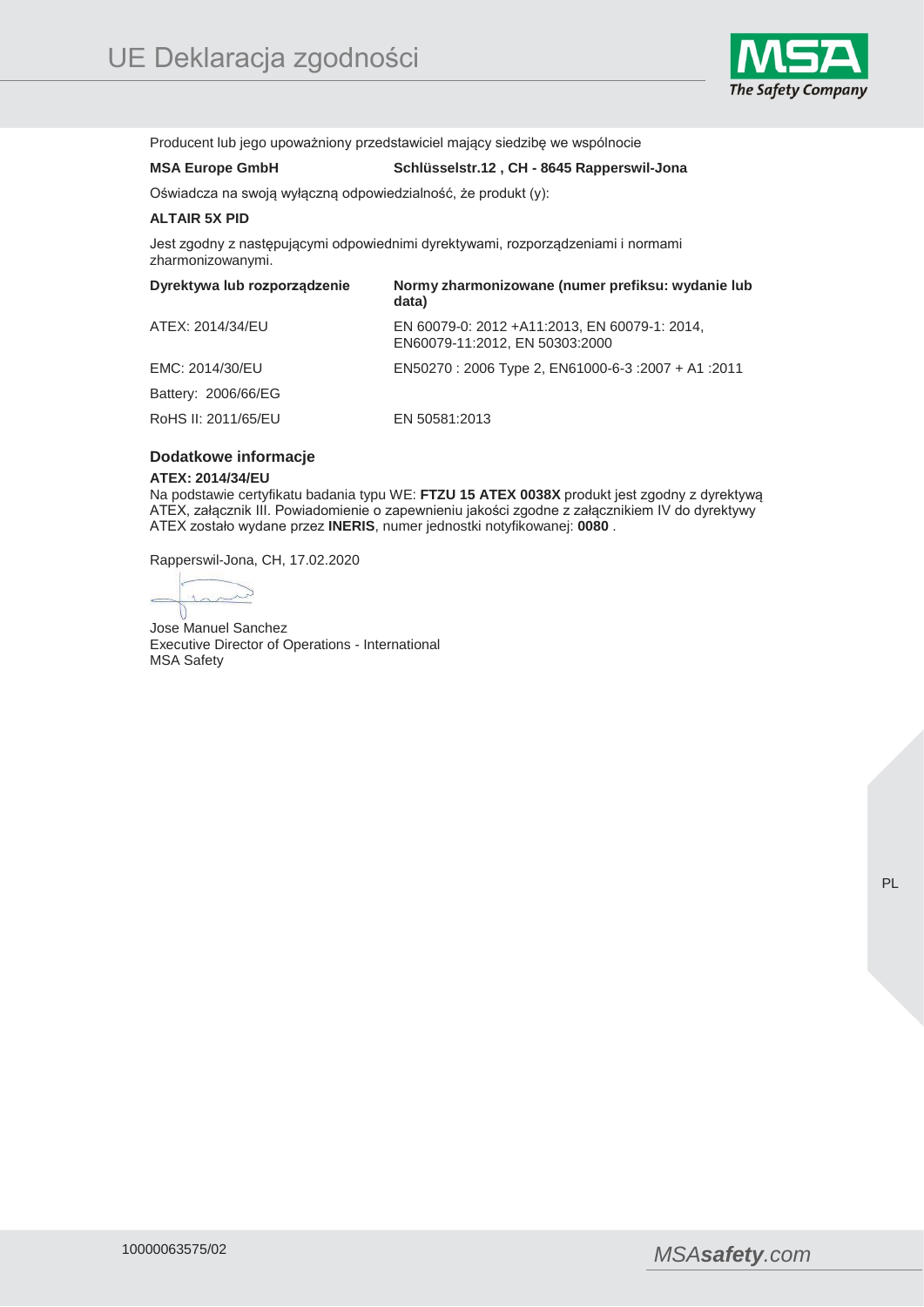# UE Deklaracja zgodności

Producent lub jego upoważniony przedstawiciel mający siedzibę we wspólnocie

**MSA Europe GmbH** **Schlüsselstr.12 , CH - 8645 Rapperswil-Jona**

Oświadcza na swoją wyłączną odpowiedzialność, że produkt (y):

**ALTAIR 5X PID**

Jest zgodny z następującymi odpowiednimi dyrektywami, rozporządzeniami i normami zharmonizowanymi.

| Dyrektywa lub rozporządzenie | Normy zharmonizowane (numer prefiksu: wydanie lub data) |
| --- | --- |
| ATEX: 2014/34/EU | EN 60079-0: 2012 +A11:2013, EN 60079-1: 2014, EN60079-11:2012, EN 50303:2000 |
| EMC: 2014/30/EU | EN50270 : 2006 Type 2, EN61000-6-3 :2007 + A1 :2011 |
| Battery: 2006/66/EG | |
| RoHS II: 2011/65/EU | EN 50581:2013 |

## Dodatkowe informacje

**ATEX: 2014/34/EU**

Na podstawie certyfikatu badania typu WE: **FTZU 15 ATEX 0038X** produkt jest zgodny z dyrektywą ATEX, załącznik III. Powiadomienie o zapewnieniu jakości zgodne z załącznikiem IV do dyrektywy ATEX zostało wydane przez **INERIS**, numer jednostki notyfikowanej: **0080** .

Rapperswil-Jona, CH, 17.02.2020

Jose Manuel Sanchez
Executive Director of Operations - International
MSA Safety

10000063575/02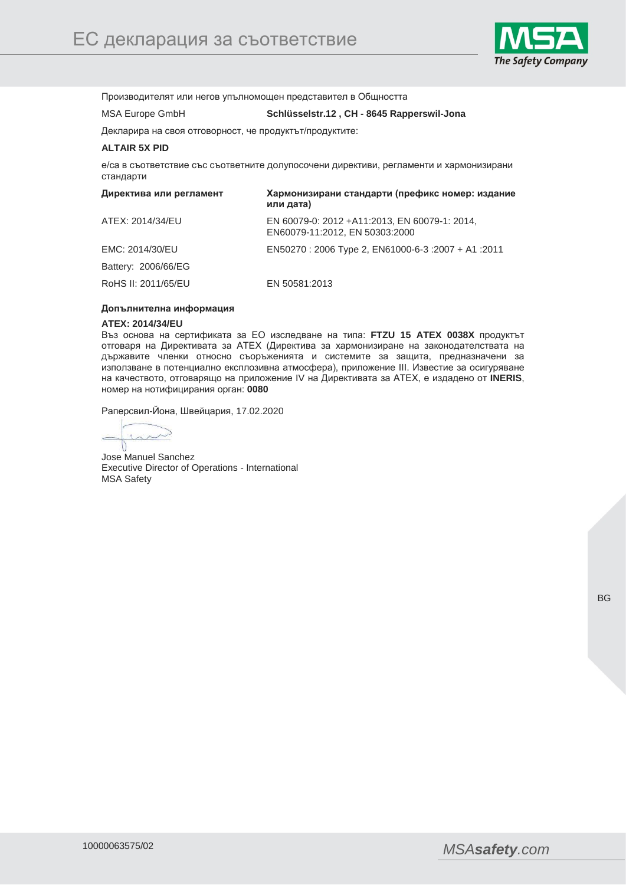# ЕС декларация за съответствие

Производителят или негов упълномощен представител в Общността

MSA Europe GmbH **Schlüsselstr.12 , CH - 8645 Rapperswil-Jona**

Декларира на своя отговорност, че продуктът/продуктите:

**ALTAIR 5X PID**

е/са в съответствие със съответните долупосочени директиви, регламенти и хармонизирани стандарти

| Директива или регламент | Хармонизирани стандарти (префикс номер: издание или дата) |
| --- | --- |
| ATEX: 2014/34/EU | EN 60079-0: 2012 +A11:2013, EN 60079-1: 2014, EN60079-11:2012, EN 50303:2000 |
| EMC: 2014/30/EU | EN50270 : 2006 Type 2, EN61000-6-3 :2007 + A1 :2011 |
| Battery: 2006/66/EG | |
| RoHS II: 2011/65/EU | EN 50581:2013 |

**Допълнителна информация**

**ATEX: 2014/34/EU**

Въз основа на сертификата за ЕО изследване на типа: **FTZU 15 ATEX 0038X** продуктът отговаря на Директивата за ATEX (Директива за хармонизиране на законодателствата на държавите членки относно съоръженията и системите за защита, предназначени за използване в потенциално експлозивна атмосфера), приложение III. Известие за осигуряване на качеството, отговарящо на приложение IV на Директивата за ATEX, е издадено от **INERIS**, номер на нотифицирания орган: **0080**

Раперсвил-Йона, Швейцария, 17.02.2020

Jose Manuel Sanchez
Executive Director of Operations - International
MSA Safety

10000063575/02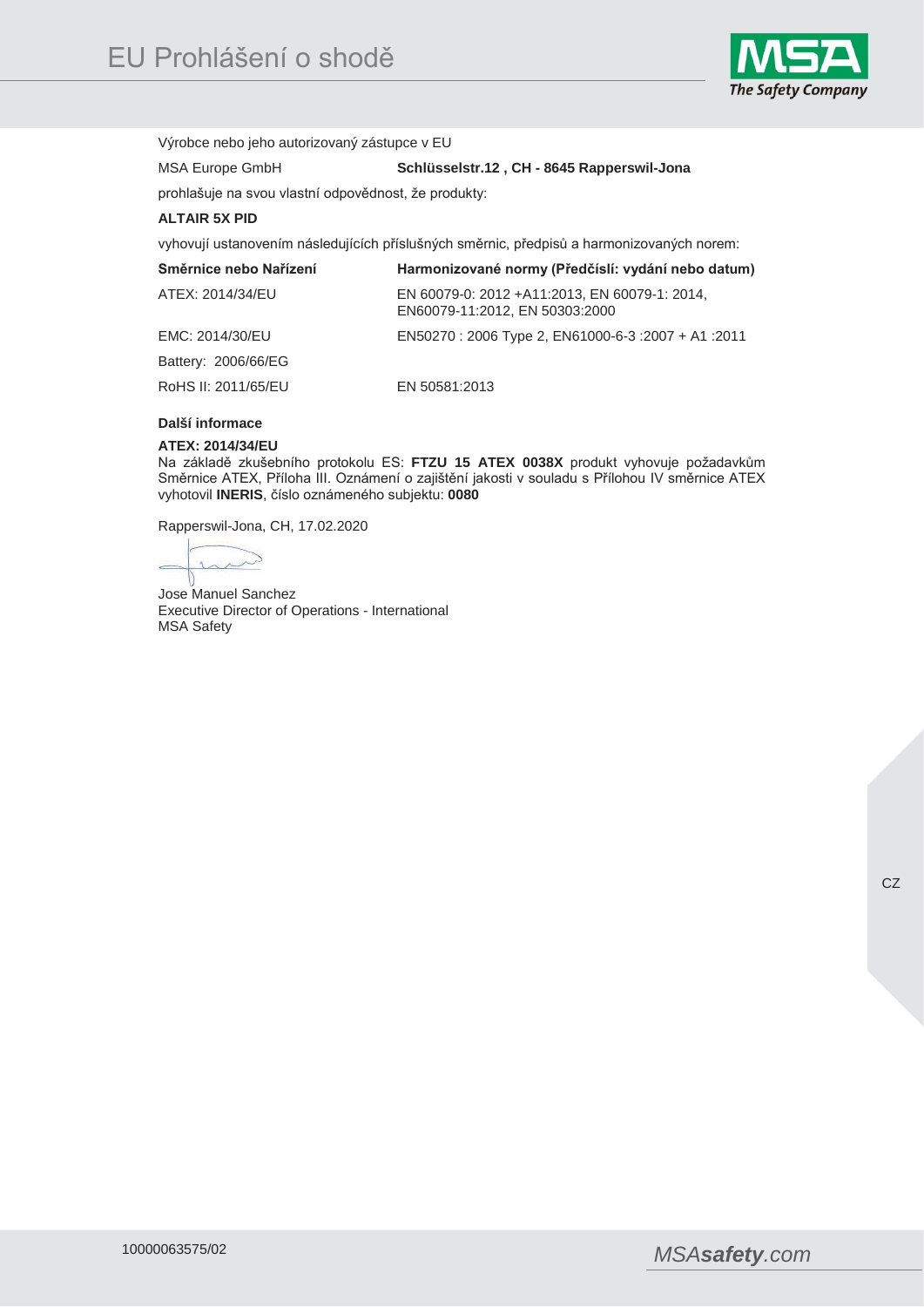# EU Prohlášení o shodě

Výrobce nebo jeho autorizovaný zástupce v EU

MSA Europe GmbH **Schlüsselstr.12 , CH - 8645 Rapperswil-Jona**

prohlašuje na svou vlastní odpovědnost, že produkty:

**ALTAIR 5X PID**

vyhovují ustanovením následujících příslušných směrnic, předpisů a harmonizovaných norem:

| **Směrnice nebo Nařízení** | **Harmonizované normy (Předčíslí: vydání nebo datum)** |
|---|---|
| ATEX: 2014/34/EU | EN 60079-0: 2012 +A11:2013, EN 60079-1: 2014, EN60079-11:2012, EN 50303:2000 |
| EMC: 2014/30/EU | EN50270 : 2006 Type 2, EN61000-6-3 :2007 + A1 :2011 |
| Battery: 2006/66/EG | |
| RoHS II: 2011/65/EU | EN 50581:2013 |

**Další informace**

**ATEX: 2014/34/EU**
Na základě zkušebního protokolu ES: **FTZU 15 ATEX 0038X** produkt vyhovuje požadavkům Směrnice ATEX, Příloha III. Oznámení o zajištění jakosti v souladu s Přílohou IV směrnice ATEX vyhotovil **INERIS**, číslo oznámeného subjektu: **0080**

Rapperswil-Jona, CH, 17.02.2020

Jose Manuel Sanchez
Executive Director of Operations - International
MSA Safety

CZ

10000063575/02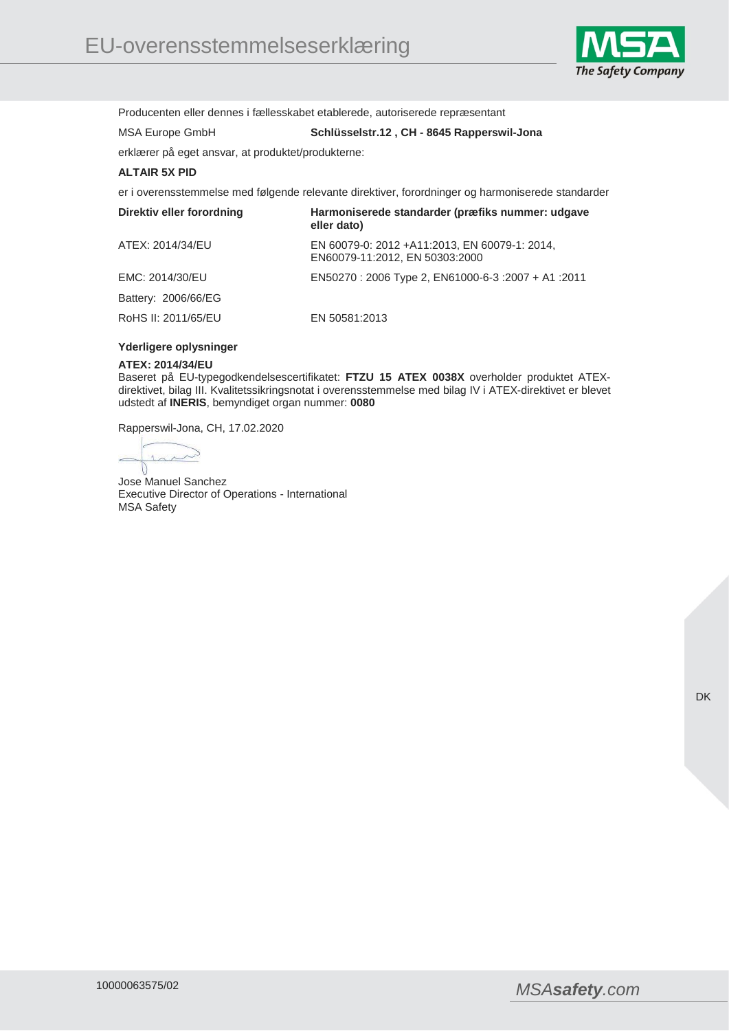# EU-overensstemmelseserklæring

Producenten eller dennes i fællesskabet etablerede, autoriserede repræsentant

MSA Europe GmbH **Schlüsselstr.12 , CH - 8645 Rapperswil-Jona**

erklærer på eget ansvar, at produktet/produkterne:

**ALTAIR 5X PID**

er i overensstemmelse med følgende relevante direktiver, forordninger og harmoniserede standarder

| Direktiv eller forordning | Harmoniserede standarder (præfiks nummer: udgave eller dato) |
|---|---|
| ATEX: 2014/34/EU | EN 60079-0: 2012 +A11:2013, EN 60079-1: 2014, EN60079-11:2012, EN 50303:2000 |
| EMC: 2014/30/EU | EN50270 : 2006 Type 2, EN61000-6-3 :2007 + A1 :2011 |
| Battery: 2006/66/EG | |
| RoHS II: 2011/65/EU | EN 50581:2013 |

**Yderligere oplysninger**

**ATEX: 2014/34/EU**
Baseret på EU-typegodkendelsescertifikatet: **FTZU 15 ATEX 0038X** overholder produktet ATEX-direktivet, bilag III. Kvalitetssikringsnotat i overensstemmelse med bilag IV i ATEX-direktivet er blevet udstedt af **INERIS**, bemyndiget organ nummer: **0080**

Rapperswil-Jona, CH, 17.02.2020

Jose Manuel Sanchez
Executive Director of Operations - International
MSA Safety

10000063575/02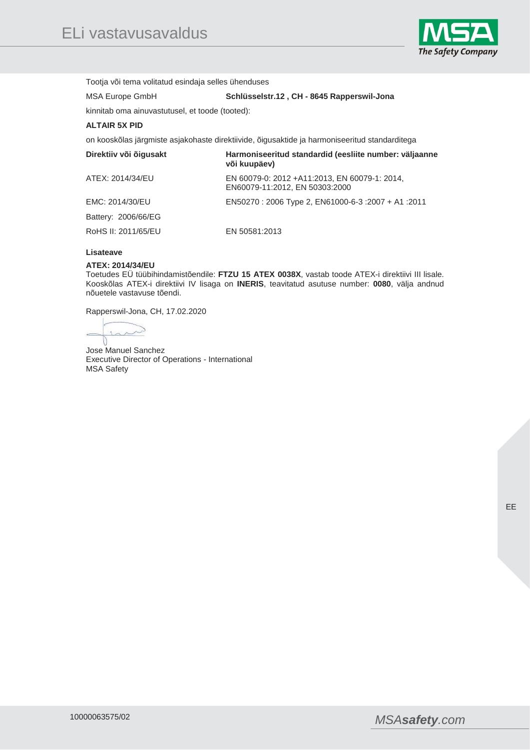# ELi vastavusavaldus

Tootja või tema volitatud esindaja selles ühenduses

MSA Europe GmbH **Schlüsselstr.12 , CH - 8645 Rapperswil-Jona**

kinnitab oma ainuvastutusel, et toode (tooted):

**ALTAIR 5X PID**

on kooskõlas järgmiste asjakohaste direktiivide, õigusaktide ja harmoniseeritud standarditega

| Direktiiv või õigusakt | Harmoniseeritud standardid (eesliite number: väljaanne või kuupäev) |
|---|---|
| ATEX: 2014/34/EU | EN 60079-0: 2012 +A11:2013, EN 60079-1: 2014, EN60079-11:2012, EN 50303:2000 |
| EMC: 2014/30/EU | EN50270 : 2006 Type 2, EN61000-6-3 :2007 + A1 :2011 |
| Battery: 2006/66/EG | |
| RoHS II: 2011/65/EU | EN 50581:2013 |

**Lisateave**

**ATEX: 2014/34/EU**
Toetudes EÜ tüübihindamistõendile: **FTZU 15 ATEX 0038X**, vastab toode ATEX-i direktiivi III lisale. Kooskõlas ATEX-i direktiivi IV lisaga on **INERIS**, teavitatud asutuse number: **0080**, välja andnud nõuetele vastavuse tõendi.

Rapperswil-Jona, CH, 17.02.2020

Jose Manuel Sanchez
Executive Director of Operations - International
MSA Safety

10000063575/02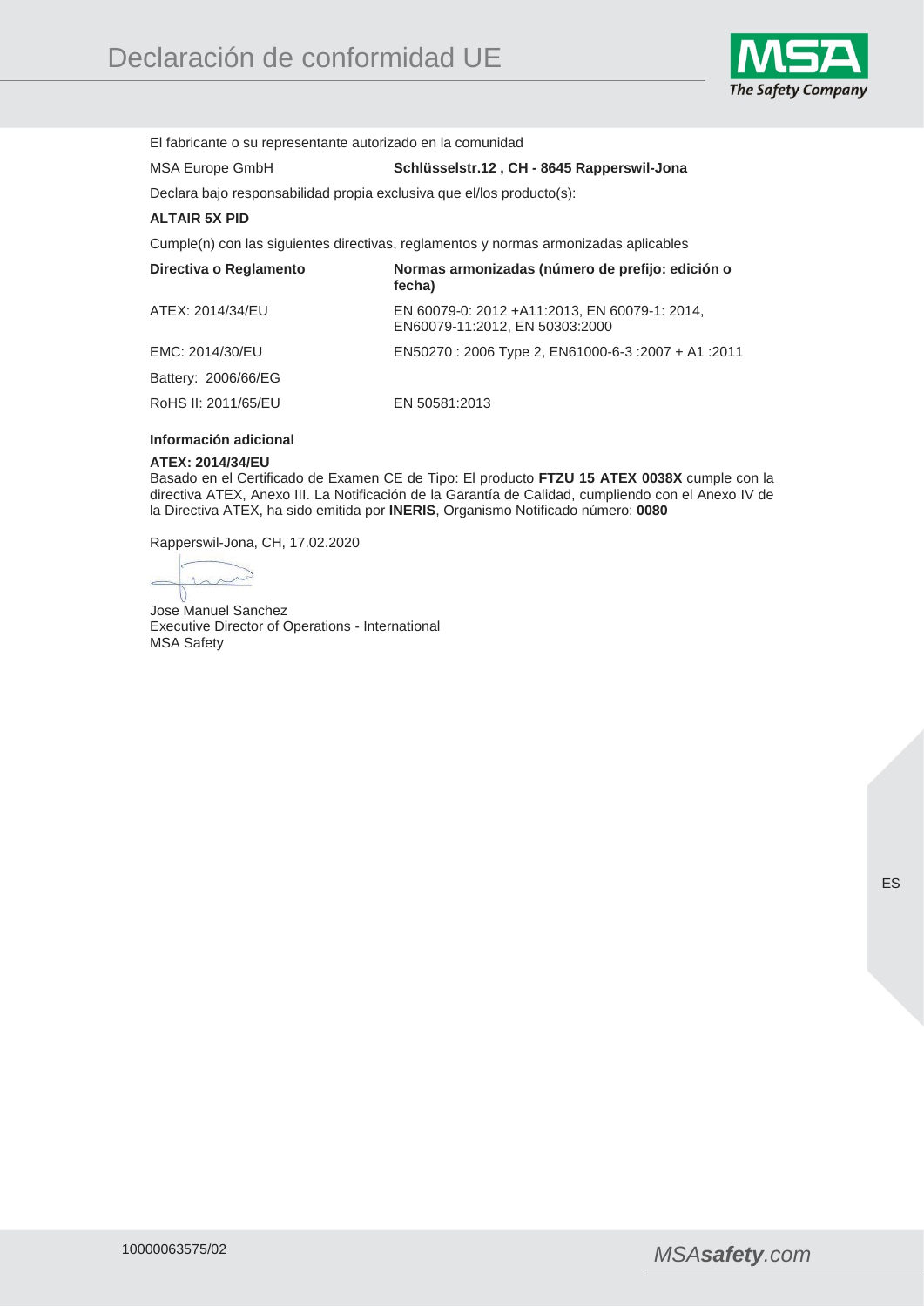# Declaración de conformidad UE

El fabricante o su representante autorizado en la comunidad

MSA Europe GmbH **Schlüsselstr.12 , CH - 8645 Rapperswil-Jona**

Declara bajo responsabilidad propia exclusiva que el/los producto(s):

**ALTAIR 5X PID**

Cumple(n) con las siguientes directivas, reglamentos y normas armonizadas aplicables

| **Directiva o Reglamento** | **Normas armonizadas (número de prefijo: edición o fecha)** |
|---|---|
| ATEX: 2014/34/EU | EN 60079-0: 2012 +A11:2013, EN 60079-1: 2014, EN60079-11:2012, EN 50303:2000 |
| EMC: 2014/30/EU | EN50270 : 2006 Type 2, EN61000-6-3 :2007 + A1 :2011 |
| Battery: 2006/66/EG | |
| RoHS II: 2011/65/EU | EN 50581:2013 |

**Información adicional**

**ATEX: 2014/34/EU**

Basado en el Certificado de Examen CE de Tipo: El producto **FTZU 15 ATEX 0038X** cumple con la directiva ATEX, Anexo III. La Notificación de la Garantía de Calidad, cumpliendo con el Anexo IV de la Directiva ATEX, ha sido emitida por **INERIS**, Organismo Notificado número: **0080**

Rapperswil-Jona, CH, 17.02.2020

Jose Manuel Sanchez
Executive Director of Operations - International
MSA Safety

10000063575/02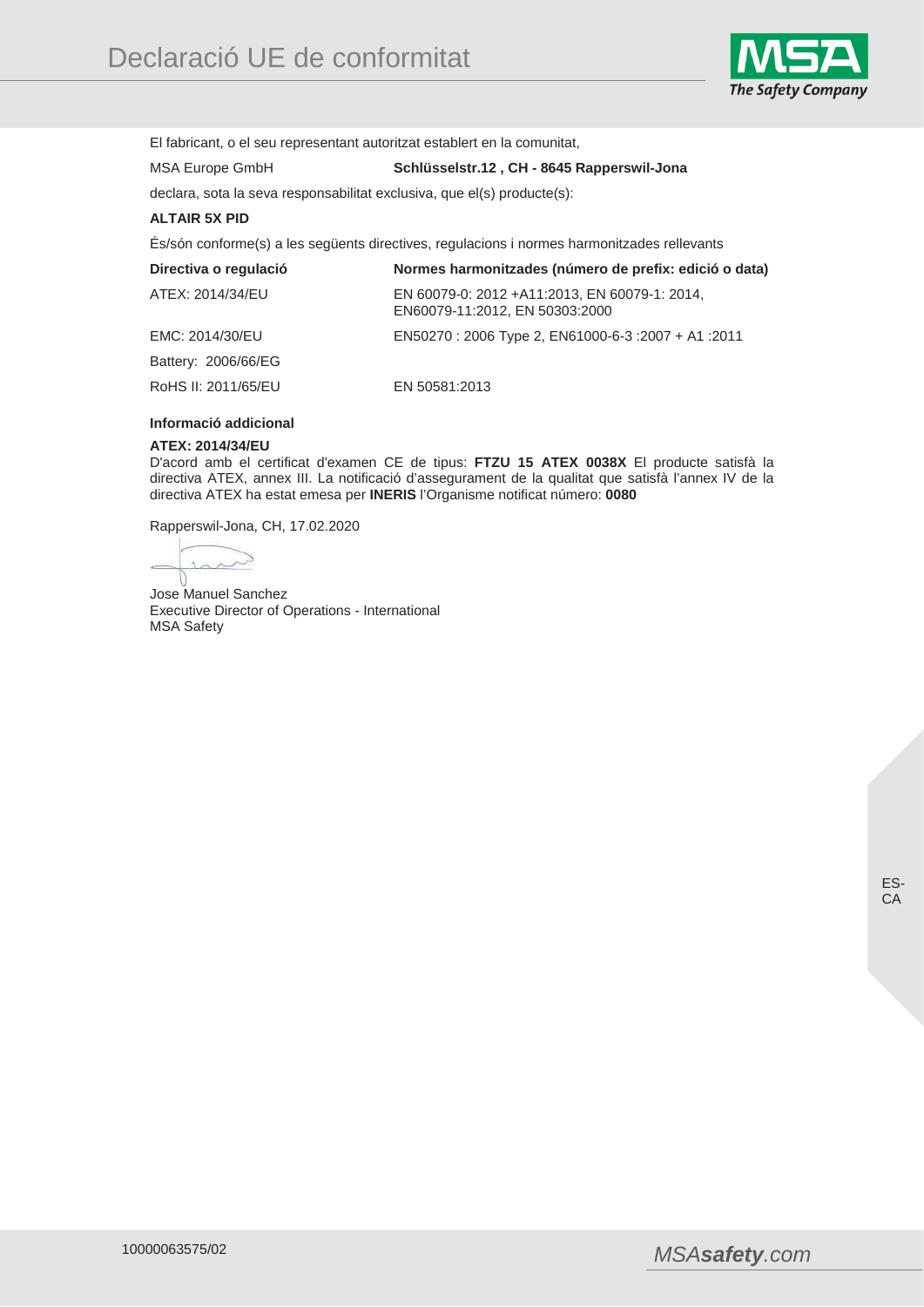# Declaració UE de conformitat

El fabricant, o el seu representant autoritzat establert en la comunitat,

MSA Europe GmbH **Schlüsselstr.12 , CH - 8645 Rapperswil-Jona**

declara, sota la seva responsabilitat exclusiva, que el(s) producte(s):

**ALTAIR 5X PID**

És/són conforme(s) a les següents directives, regulacions i normes harmonitzades rellevants

| Directiva o regulació | Normes harmonitzades (número de prefix: edició o data) |
|---|---|
| ATEX: 2014/34/EU | EN 60079-0: 2012 +A11:2013, EN 60079-1: 2014, EN60079-11:2012, EN 50303:2000 |
| EMC: 2014/30/EU | EN50270 : 2006 Type 2, EN61000-6-3 :2007 + A1 :2011 |
| Battery: 2006/66/EG | |
| RoHS II: 2011/65/EU | EN 50581:2013 |

**Informació addicional**

**ATEX: 2014/34/EU**
D'acord amb el certificat d'examen CE de tipus: **FTZU 15 ATEX 0038X** El producte satisfà la directiva ATEX, annex III. La notificació d'assegurament de la qualitat que satisfà l'annex IV de la directiva ATEX ha estat emesa per **INERIS** l'Organisme notificat número: **0080**

Rapperswil-Jona, CH, 17.02.2020

Jose Manuel Sanchez
Executive Director of Operations - International
MSA Safety

ES-CA

10000063575/02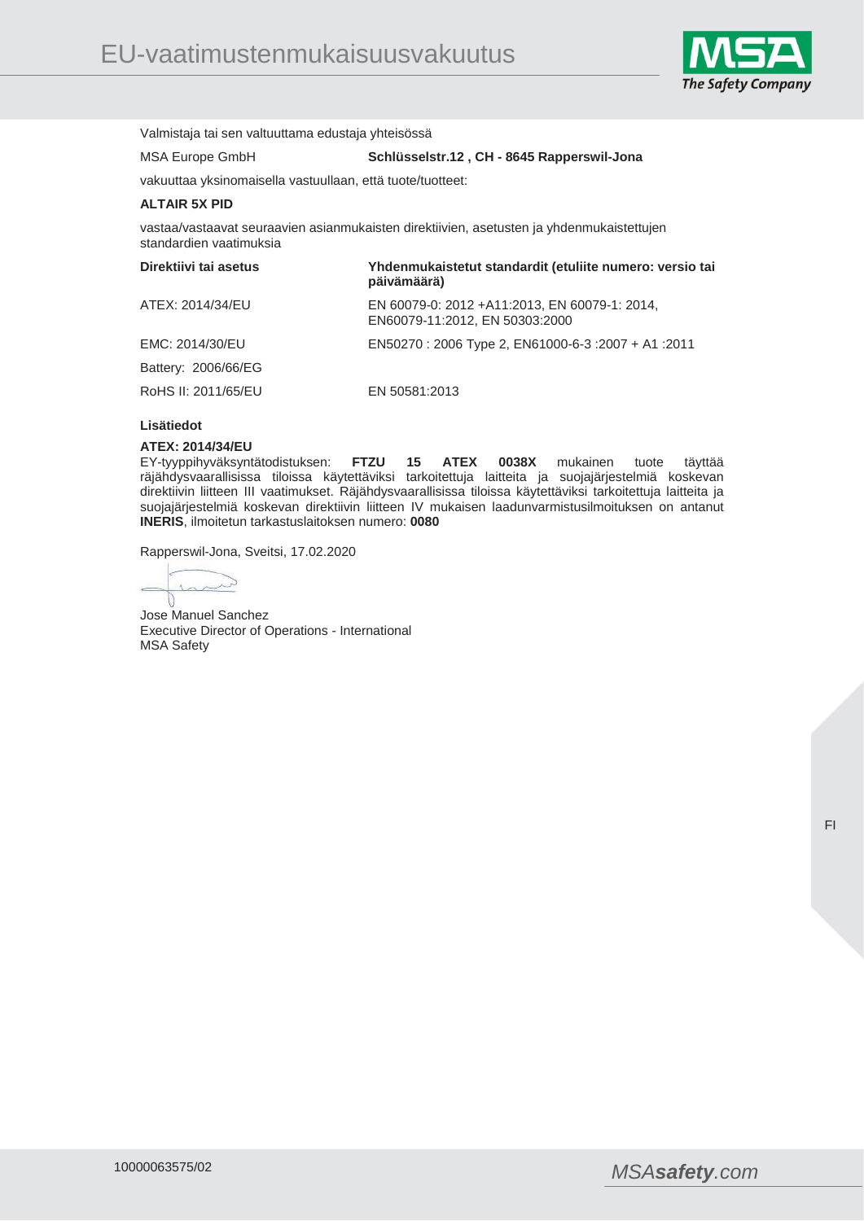# EU-vaatimustenmukaisuusvakuutus

Valmistaja tai sen valtuuttama edustaja yhteisössä

MSA Europe GmbH **Schlüsselstr.12 , CH - 8645 Rapperswil-Jona**

vakuuttaa yksinomaisella vastuullaan, että tuote/tuotteet:

**ALTAIR 5X PID**

vastaa/vastaavat seuraavien asianmukaisten direktiivien, asetusten ja yhdenmukaistettujen standardien vaatimuksia

| Direktiivi tai asetus | Yhdenmukaistetut standardit (etuliite numero: versio tai päivämäärä) |
|---|---|
| ATEX: 2014/34/EU | EN 60079-0: 2012 +A11:2013, EN 60079-1: 2014, EN60079-11:2012, EN 50303:2000 |
| EMC: 2014/30/EU | EN50270 : 2006 Type 2, EN61000-6-3 :2007 + A1 :2011 |
| Battery: 2006/66/EG | |
| RoHS II: 2011/65/EU | EN 50581:2013 |

**Lisätiedot**

**ATEX: 2014/34/EU**
EY-tyyppihyväksyntätodistuksen: **FTZU 15 ATEX 0038X** mukainen tuote täyttää räjähdysvaarallisissa tiloissa käytettäviksi tarkoitettuja laitteita ja suojajärjestelmiä koskevan direktiivin liitteen III vaatimukset. Räjähdysvaarallisissa tiloissa käytettäviksi tarkoitettuja laitteita ja suojajärjestelmiä koskevan direktiivin liitteen IV mukaisen laadunvarmistusilmoituksen on antanut **INERIS**, ilmoitetun tarkastuslaitoksen numero: **0080**

Rapperswil-Jona, Sveitsi, 17.02.2020

Jose Manuel Sanchez
Executive Director of Operations - International
MSA Safety

FI

10000063575/02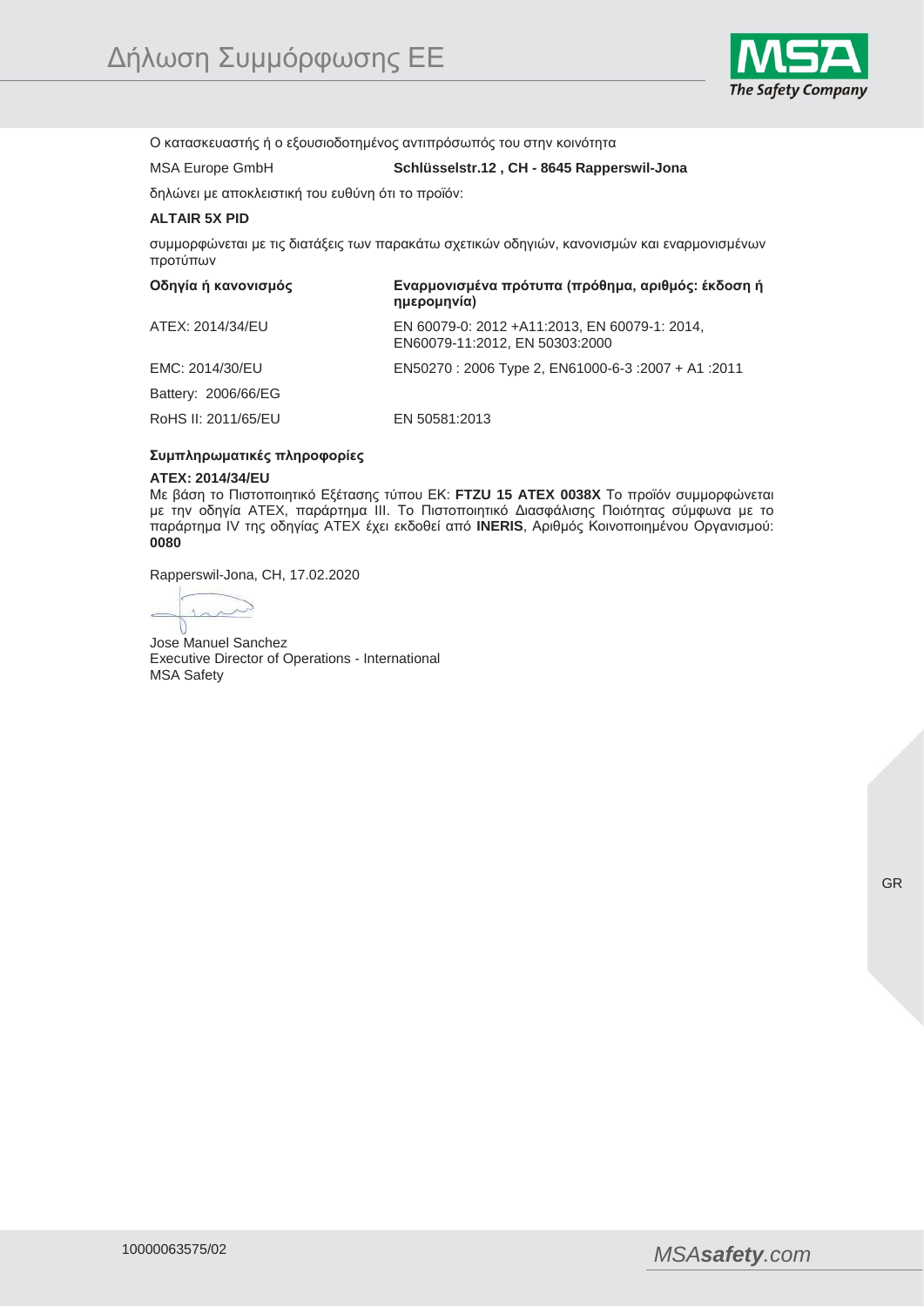# Δήλωση Συμμόρφωσης ΕΕ

Ο κατασκευαστής ή ο εξουσιοδοτημένος αντιπρόσωπός του στην κοινότητα

MSA Europe GmbH **Schlüsselstr.12 , CH - 8645 Rapperswil-Jona**

δηλώνει με αποκλειστική του ευθύνη ότι το προϊόν:

**ALTAIR 5X PID**

συμμορφώνεται με τις διατάξεις των παρακάτω σχετικών οδηγιών, κανονισμών και εναρμονισμένων προτύπων

| Οδηγία ή κανονισμός | Εναρμονισμένα πρότυπα (πρόθημα, αριθμός: έκδοση ή ημερομηνία) |
|---|---|
| ATEX: 2014/34/EU | EN 60079-0: 2012 +A11:2013, EN 60079-1: 2014, EN60079-11:2012, EN 50303:2000 |
| EMC: 2014/30/EU | EN50270 : 2006 Type 2, EN61000-6-3 :2007 + A1 :2011 |
| Battery: 2006/66/EG | |
| RoHS II: 2011/65/EU | EN 50581:2013 |

**Συμπληρωματικές πληροφορίες**

**ATEX: 2014/34/EU**
Με βάση το Πιστοποιητικό Εξέτασης τύπου ΕΚ: **FTZU 15 ATEX 0038X** Το προϊόν συμμορφώνεται με την οδηγία ATEX, παράρτημα III. Το Πιστοποιητικό Διασφάλισης Ποιότητας σύμφωνα με το παράρτημα IV της οδηγίας ATEX έχει εκδοθεί από **INERIS**, Αριθμός Κοινοποιημένου Οργανισμού: **0080**

Rapperswil-Jona, CH, 17.02.2020

Jose Manuel Sanchez
Executive Director of Operations - International
MSA Safety

GR

10000063575/02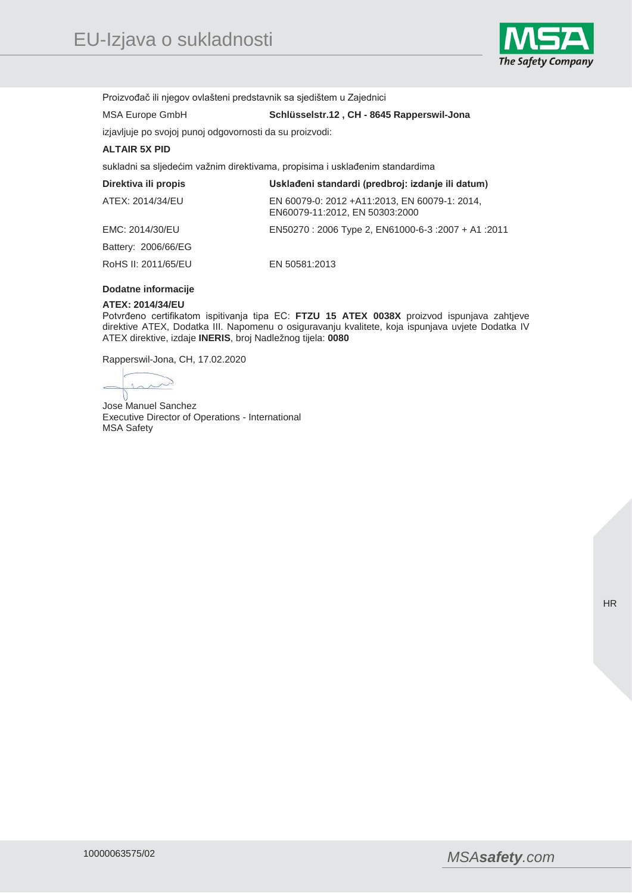# EU-Izjava o sukladnosti

Proizvođač ili njegov ovlašteni predstavnik sa sjedištem u Zajednici

| MSA Europe GmbH | **Schlüsselstr.12 , CH - 8645 Rapperswil-Jona** |
|---|---|

izjavljuje po svojoj punoj odgovornosti da su proizvodi:

**ALTAIR 5X PID**

sukladni sa sljedećim važnim direktivama, propisima i usklađenim standardima

| **Direktiva ili propis** | **Usklađeni standardi (predbroj: izdanje ili datum)** |
|---|---|
| ATEX: 2014/34/EU | EN 60079-0: 2012 +A11:2013, EN 60079-1: 2014, EN60079-11:2012, EN 50303:2000 |
| EMC: 2014/30/EU | EN50270 : 2006 Type 2, EN61000-6-3 :2007 + A1 :2011 |
| Battery: 2006/66/EG | |
| RoHS II: 2011/65/EU | EN 50581:2013 |

**Dodatne informacije**

**ATEX: 2014/34/EU**
Potvrđeno certifikatom ispitivanja tipa EC: **FTZU 15 ATEX 0038X** proizvod ispunjava zahtjeve direktive ATEX, Dodatka III. Napomenu o osiguravanju kvalitete, koja ispunjava uvjete Dodatka IV ATEX direktive, izdaje **INERIS**, broj Nadležnog tijela: **0080**

Rapperswil-Jona, CH, 17.02.2020

Jose Manuel Sanchez
Executive Director of Operations - International
MSA Safety

HR

10000063575/02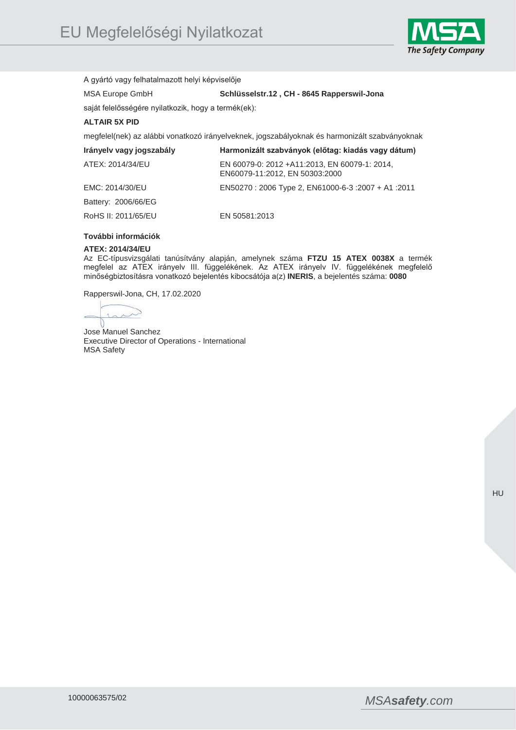# EU Megfelelőségi Nyilatkozat

A gyártó vagy felhatalmazott helyi képviselője

MSA Europe GmbH **Schlüsselstr.12 , CH - 8645 Rapperswil-Jona**

saját felelősségére nyilatkozik, hogy a termék(ek):

**ALTAIR 5X PID**

megfelel(nek) az alábbi vonatkozó irányelveknek, jogszabályoknak és harmonizált szabványoknak

| Irányelv vagy jogszabály | Harmonizált szabványok (előtag: kiadás vagy dátum) |
|---|---|
| ATEX: 2014/34/EU | EN 60079-0: 2012 +A11:2013, EN 60079-1: 2014, EN60079-11:2012, EN 50303:2000 |
| EMC: 2014/30/EU | EN50270 : 2006 Type 2, EN61000-6-3 :2007 + A1 :2011 |
| Battery: 2006/66/EG | |
| RoHS II: 2011/65/EU | EN 50581:2013 |

**További információk**

**ATEX: 2014/34/EU**
Az EC-típusvizsgálati tanúsítvány alapján, amelynek száma **FTZU 15 ATEX 0038X** a termék megfelel az ATEX irányelv III. függelékének. Az ATEX irányelv IV. függelékének megfelelő minőségbiztosításra vonatkozó bejelentés kibocsátója a(z) **INERIS**, a bejelentés száma: **0080**

Rapperswil-Jona, CH, 17.02.2020

Jose Manuel Sanchez
Executive Director of Operations - International
MSA Safety

HU

10000063575/02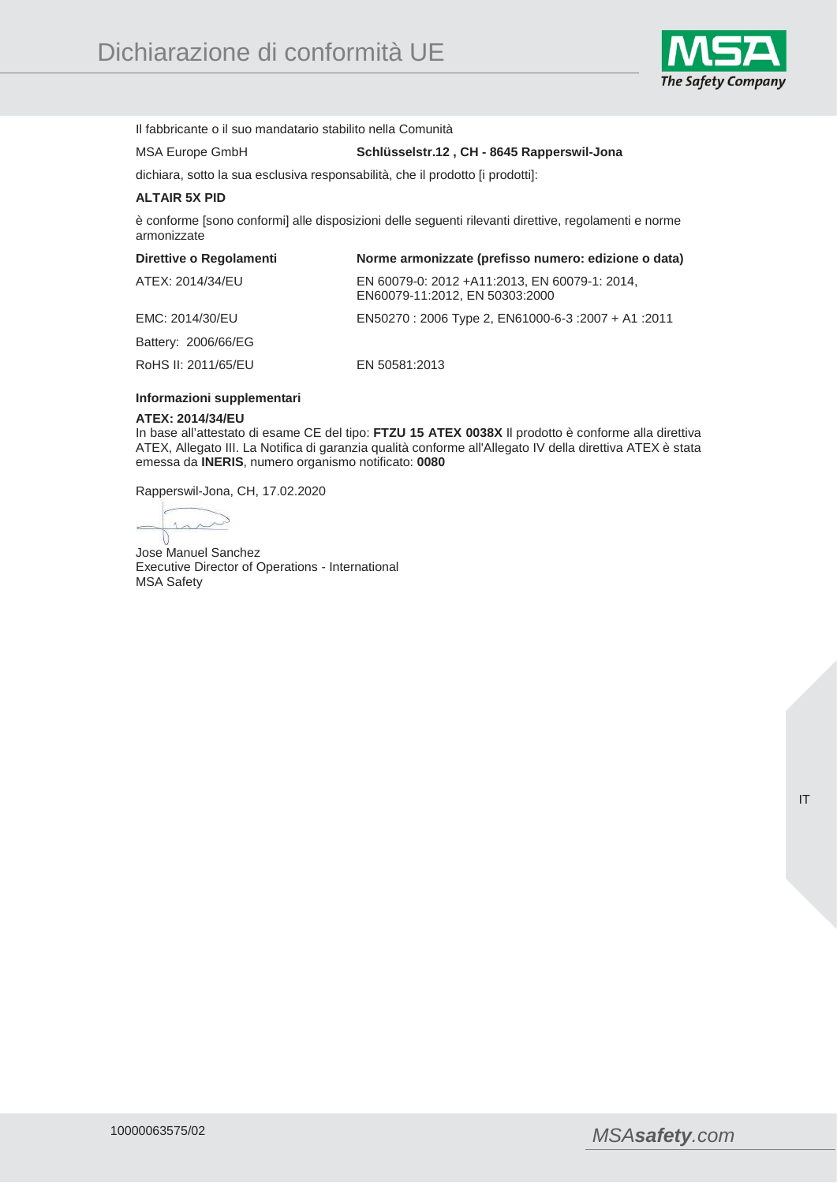# Dichiarazione di conformità UE

Il fabbricante o il suo mandatario stabilito nella Comunità

MSA Europe GmbH **Schlüsselstr.12 , CH - 8645 Rapperswil-Jona**

dichiara, sotto la sua esclusiva responsabilità, che il prodotto [i prodotti]:

**ALTAIR 5X PID**

è conforme [sono conformi] alle disposizioni delle seguenti rilevanti direttive, regolamenti e norme armonizzate

| Direttive o Regolamenti | Norme armonizzate (prefisso numero: edizione o data) |
|---|---|
| ATEX: 2014/34/EU | EN 60079-0: 2012 +A11:2013, EN 60079-1: 2014, EN60079-11:2012, EN 50303:2000 |
| EMC: 2014/30/EU | EN50270 : 2006 Type 2, EN61000-6-3 :2007 + A1 :2011 |
| Battery: 2006/66/EG | |
| RoHS II: 2011/65/EU | EN 50581:2013 |

**Informazioni supplementari**

**ATEX: 2014/34/EU**
In base all'attestato di esame CE del tipo: **FTZU 15 ATEX 0038X** Il prodotto è conforme alla direttiva ATEX, Allegato III. La Notifica di garanzia qualità conforme all'Allegato IV della direttiva ATEX è stata emessa da **INERIS**, numero organismo notificato: **0080**

Rapperswil-Jona, CH, 17.02.2020

Jose Manuel Sanchez
Executive Director of Operations - International
MSA Safety

10000063575/02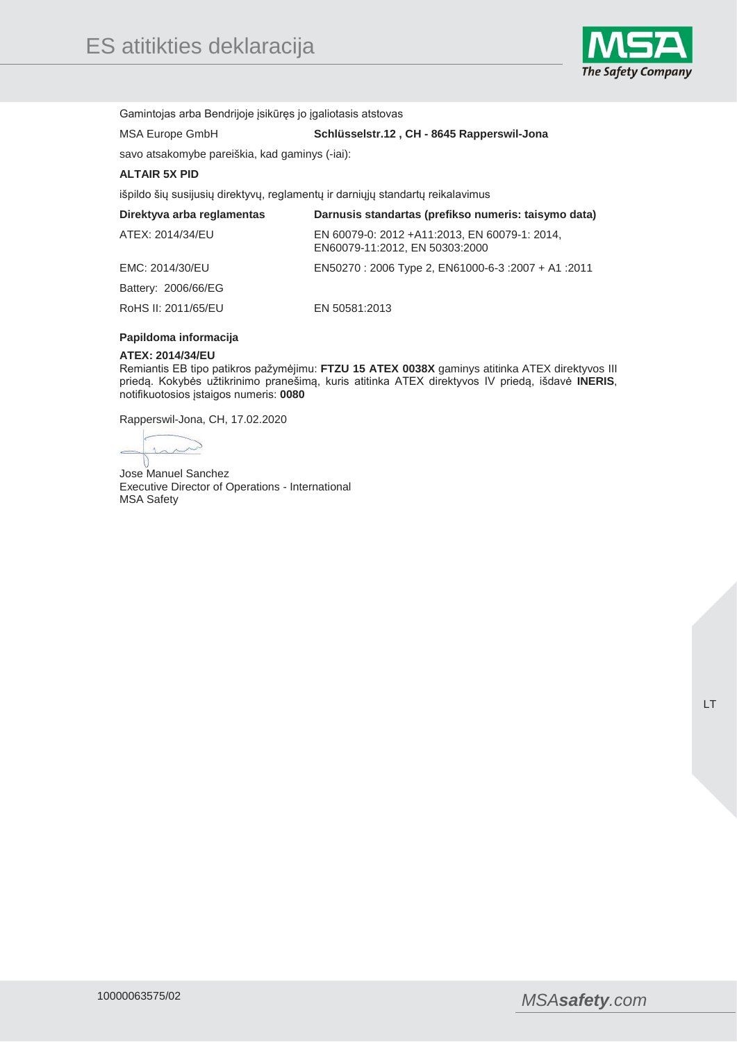# ES atitikties deklaracija

Gamintojas arba Bendrijoje įsikūręs jo įgaliotasis atstovas

MSA Europe GmbH **Schlüsselstr.12 , CH - 8645 Rapperswil-Jona**

savo atsakomybe pareiškia, kad gaminys (-iai):

**ALTAIR 5X PID**

išpildo šių susijusių direktyvų, reglamentų ir darniųjų standartų reikalavimus

| Direktyva arba reglamentas | Darnusis standartas (prefikso numeris: taisymo data) |
|---|---|
| ATEX: 2014/34/EU | EN 60079-0: 2012 +A11:2013, EN 60079-1: 2014, EN60079-11:2012, EN 50303:2000 |
| EMC: 2014/30/EU | EN50270 : 2006 Type 2, EN61000-6-3 :2007 + A1 :2011 |
| Battery: 2006/66/EG | |
| RoHS II: 2011/65/EU | EN 50581:2013 |

**Papildoma informacija**

**ATEX: 2014/34/EU**
Remiantis EB tipo patikros pažymėjimu: **FTZU 15 ATEX 0038X** gaminys atitinka ATEX direktyvos III priedą. Kokybės užtikrinimo pranešimą, kuris atitinka ATEX direktyvos IV priedą, išdavė **INERIS**, notifikuotosios įstaigos numeris: **0080**

Rapperswil-Jona, CH, 17.02.2020

Jose Manuel Sanchez
Executive Director of Operations - International
MSA Safety

LT

10000063575/02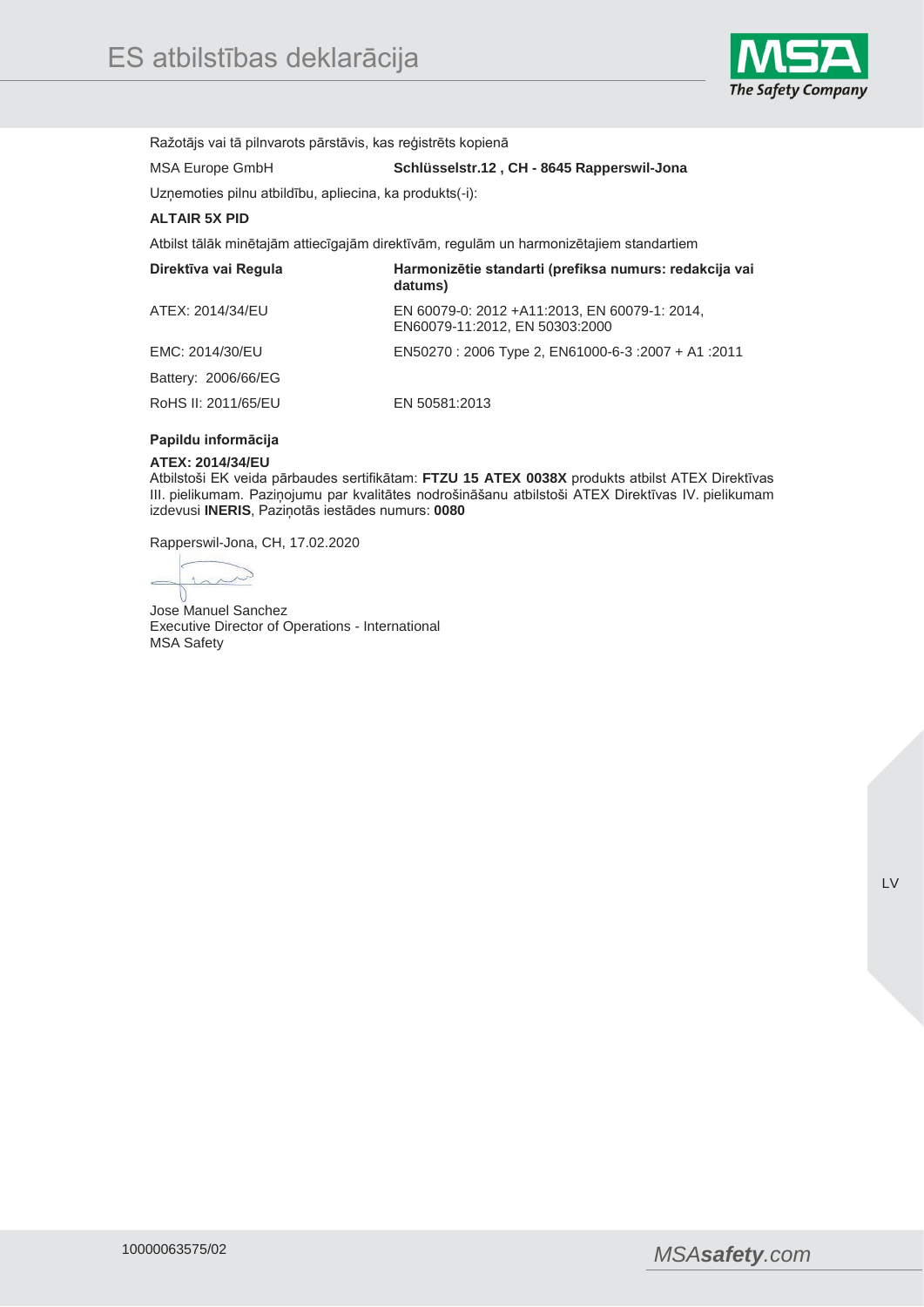# ES atbilstības deklarācija

Ražotājs vai tā pilnvarots pārstāvis, kas reģistrēts kopienā

| MSA Europe GmbH | **Schlüsselstr.12 , CH - 8645 Rapperswil-Jona** |
|---|---|

Uzņemoties pilnu atbildību, apliecina, ka produkts(-i):

**ALTAIR 5X PID**

Atbilst tālāk minētajām attiecīgajām direktīvām, regulām un harmonizētajiem standartiem

| **Direktīva vai Regula** | **Harmonizētie standarti (prefiksa numurs: redakcija vai datums)** |
|---|---|
| ATEX: 2014/34/EU | EN 60079-0: 2012 +A11:2013, EN 60079-1: 2014, EN60079-11:2012, EN 50303:2000 |
| EMC: 2014/30/EU | EN50270 : 2006 Type 2, EN61000-6-3 :2007 + A1 :2011 |
| Battery: 2006/66/EG | |
| RoHS II: 2011/65/EU | EN 50581:2013 |

**Papildu informācija**

**ATEX: 2014/34/EU**
Atbilstoši EK veida pārbaudes sertifikātam: **FTZU 15 ATEX 0038X** produkts atbilst ATEX Direktīvas III. pielikumam. Paziņojumu par kvalitātes nodrošināšanu atbilstoši ATEX Direktīvas IV. pielikumam izdevusi **INERIS**, Paziņotās iestādes numurs: **0080**

Rapperswil-Jona, CH, 17.02.2020

Jose Manuel Sanchez
Executive Director of Operations - International
MSA Safety

10000063575/02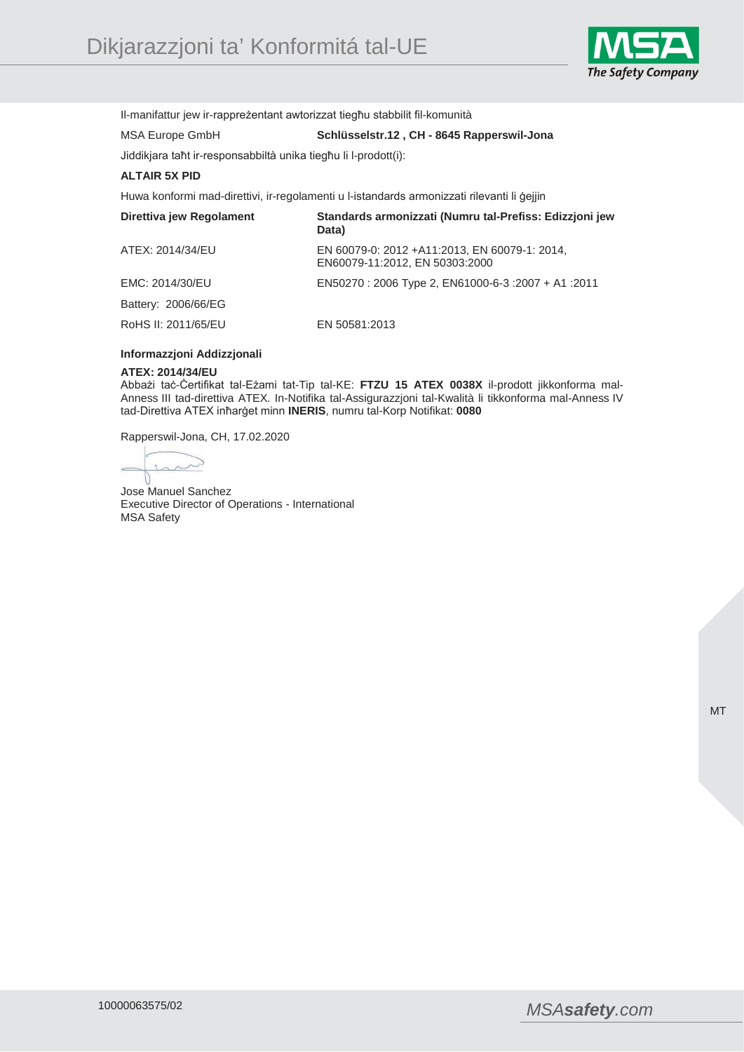# Dikjarazzjoni ta' Konformitá tal-UE

Il-manifattur jew ir-rappreżentant awtorizzat tiegħu stabbilit fil-komunità

MSA Europe GmbH **Schlüsselstr.12 , CH - 8645 Rapperswil-Jona**

Jiddikjara taħt ir-responsabbiltà unika tiegħu li l-prodott(i):

**ALTAIR 5X PID**

Huwa konformi mad-direttivi, ir-regolamenti u l-istandards armonizzati rilevanti li ġejjin

| Direttiva jew Regolament | Standards armonizzati (Numru tal-Prefiss: Edizzjoni jew Data) |
|---|---|
| ATEX: 2014/34/EU | EN 60079-0: 2012 +A11:2013, EN 60079-1: 2014, EN60079-11:2012, EN 50303:2000 |
| EMC: 2014/30/EU | EN50270 : 2006 Type 2, EN61000-6-3 :2007 + A1 :2011 |
| Battery: 2006/66/EG | |
| RoHS II: 2011/65/EU | EN 50581:2013 |

**Informazzjoni Addizzjonali**

**ATEX: 2014/34/EU**

Abbażi taċ-Ċertifikat tal-Eżami tat-Tip tal-KE: **FTZU 15 ATEX 0038X** il-prodott jikkonforma mal-Anness III tad-direttiva ATEX. In-Notifika tal-Assigurazzjoni tal-Kwalità li tikkonforma mal-Anness IV tad-Direttiva ATEX inħarġet minn **INERIS**, numru tal-Korp Notifikat: **0080**

Rapperswil-Jona, CH, 17.02.2020

Jose Manuel Sanchez
Executive Director of Operations - International
MSA Safety

10000063575/02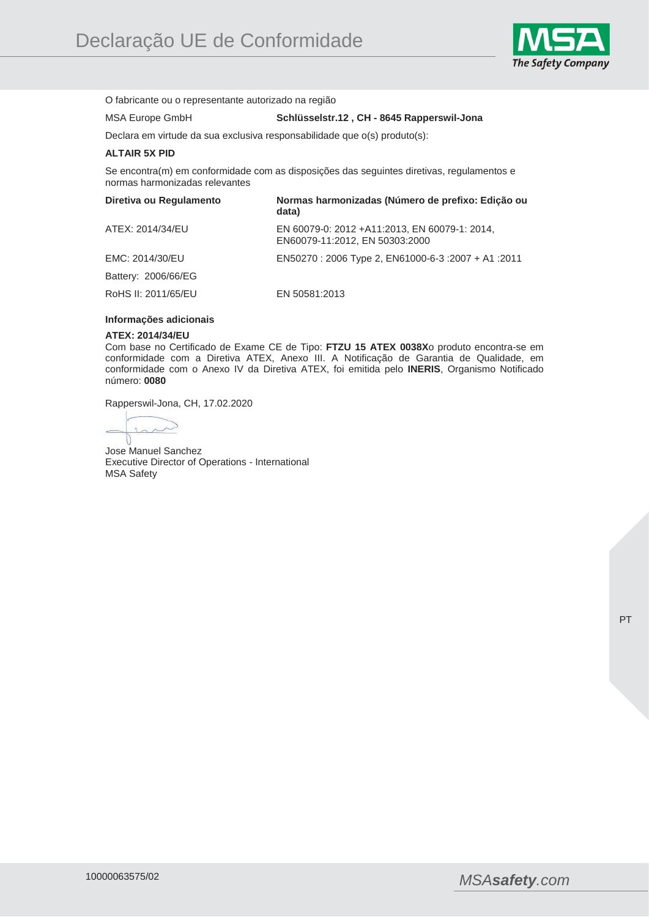# Declaração UE de Conformidade

O fabricante ou o representante autorizado na região

MSA Europe GmbH **Schlüsselstr.12 , CH - 8645 Rapperswil-Jona**

Declara em virtude da sua exclusiva responsabilidade que o(s) produto(s):

**ALTAIR 5X PID**

Se encontra(m) em conformidade com as disposições das seguintes diretivas, regulamentos e normas harmonizadas relevantes

| Diretiva ou Regulamento | Normas harmonizadas (Número de prefixo: Edição ou data) |
|---|---|
| ATEX: 2014/34/EU | EN 60079-0: 2012 +A11:2013, EN 60079-1: 2014, EN60079-11:2012, EN 50303:2000 |
| EMC: 2014/30/EU | EN50270 : 2006 Type 2, EN61000-6-3 :2007 + A1 :2011 |
| Battery: 2006/66/EG | |
| RoHS II: 2011/65/EU | EN 50581:2013 |

**Informações adicionais**

**ATEX: 2014/34/EU**
Com base no Certificado de Exame CE de Tipo: **FTZU 15 ATEX 0038X**o produto encontra-se em conformidade com a Diretiva ATEX, Anexo III. A Notificação de Garantia de Qualidade, em conformidade com o Anexo IV da Diretiva ATEX, foi emitida pelo **INERIS**, Organismo Notificado número: **0080**

Rapperswil-Jona, CH, 17.02.2020

Jose Manuel Sanchez
Executive Director of Operations - International
MSA Safety

PT

10000063575/02

MSA*safety*.com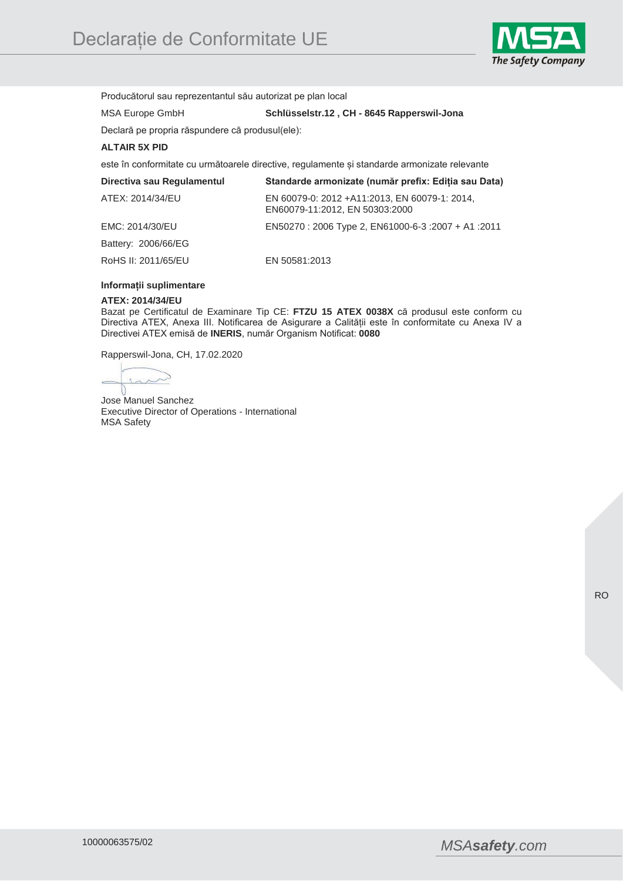# Declarație de Conformitate UE

Producătorul sau reprezentantul său autorizat pe plan local

MSA Europe GmbH **Schlüsselstr.12 , CH - 8645 Rapperswil-Jona**

Declară pe propria răspundere că produsul(ele):

**ALTAIR 5X PID**

este în conformitate cu următoarele directive, regulamente și standarde armonizate relevante

| Directiva sau Regulamentul | Standarde armonizate (număr prefix: Ediția sau Data) |
|---|---|
| ATEX: 2014/34/EU | EN 60079-0: 2012 +A11:2013, EN 60079-1: 2014, EN60079-11:2012, EN 50303:2000 |
| EMC: 2014/30/EU | EN50270 : 2006 Type 2, EN61000-6-3 :2007 + A1 :2011 |
| Battery: 2006/66/EG | |
| RoHS II: 2011/65/EU | EN 50581:2013 |

**Informații suplimentare**

**ATEX: 2014/34/EU**
Bazat pe Certificatul de Examinare Tip CE: **FTZU 15 ATEX 0038X** că produsul este conform cu Directiva ATEX, Anexa III. Notificarea de Asigurare a Calității este în conformitate cu Anexa IV a Directivei ATEX emisă de **INERIS**, număr Organism Notificat: **0080**

Rapperswil-Jona, CH, 17.02.2020

Jose Manuel Sanchez
Executive Director of Operations - International
MSA Safety

RO

10000063575/02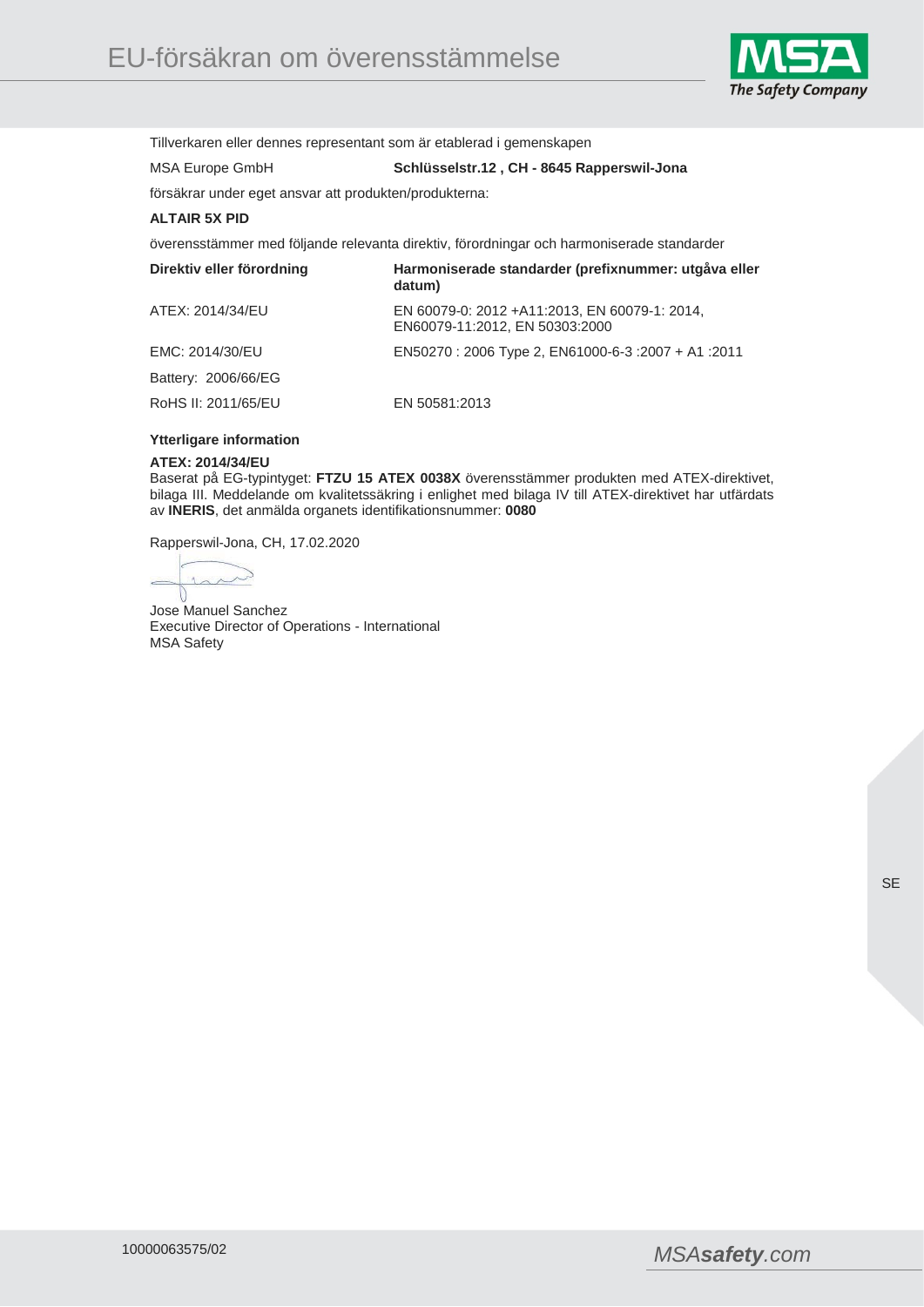# EU-försäkran om överensstämmelse

Tillverkaren eller dennes representant som är etablerad i gemenskapen

MSA Europe GmbH **Schlüsselstr.12 , CH - 8645 Rapperswil-Jona**

försäkrar under eget ansvar att produkten/produkterna:

**ALTAIR 5X PID**

överensstämmer med följande relevanta direktiv, förordningar och harmoniserade standarder

| Direktiv eller förordning | Harmoniserade standarder (prefixnummer: utgåva eller datum) |
|---|---|
| ATEX: 2014/34/EU | EN 60079-0: 2012 +A11:2013, EN 60079-1: 2014, EN60079-11:2012, EN 50303:2000 |
| EMC: 2014/30/EU | EN50270 : 2006 Type 2, EN61000-6-3 :2007 + A1 :2011 |
| Battery: 2006/66/EG | |
| RoHS II: 2011/65/EU | EN 50581:2013 |

**Ytterligare information**

**ATEX: 2014/34/EU**
Baserat på EG-typintyget: **FTZU 15 ATEX 0038X** överensstämmer produkten med ATEX-direktivet, bilaga III. Meddelande om kvalitetssäkring i enlighet med bilaga IV till ATEX-direktivet har utfärdats av **INERIS**, det anmälda organets identifikationsnummer: **0080**

Rapperswil-Jona, CH, 17.02.2020

Jose Manuel Sanchez
Executive Director of Operations - International
MSA Safety

10000063575/02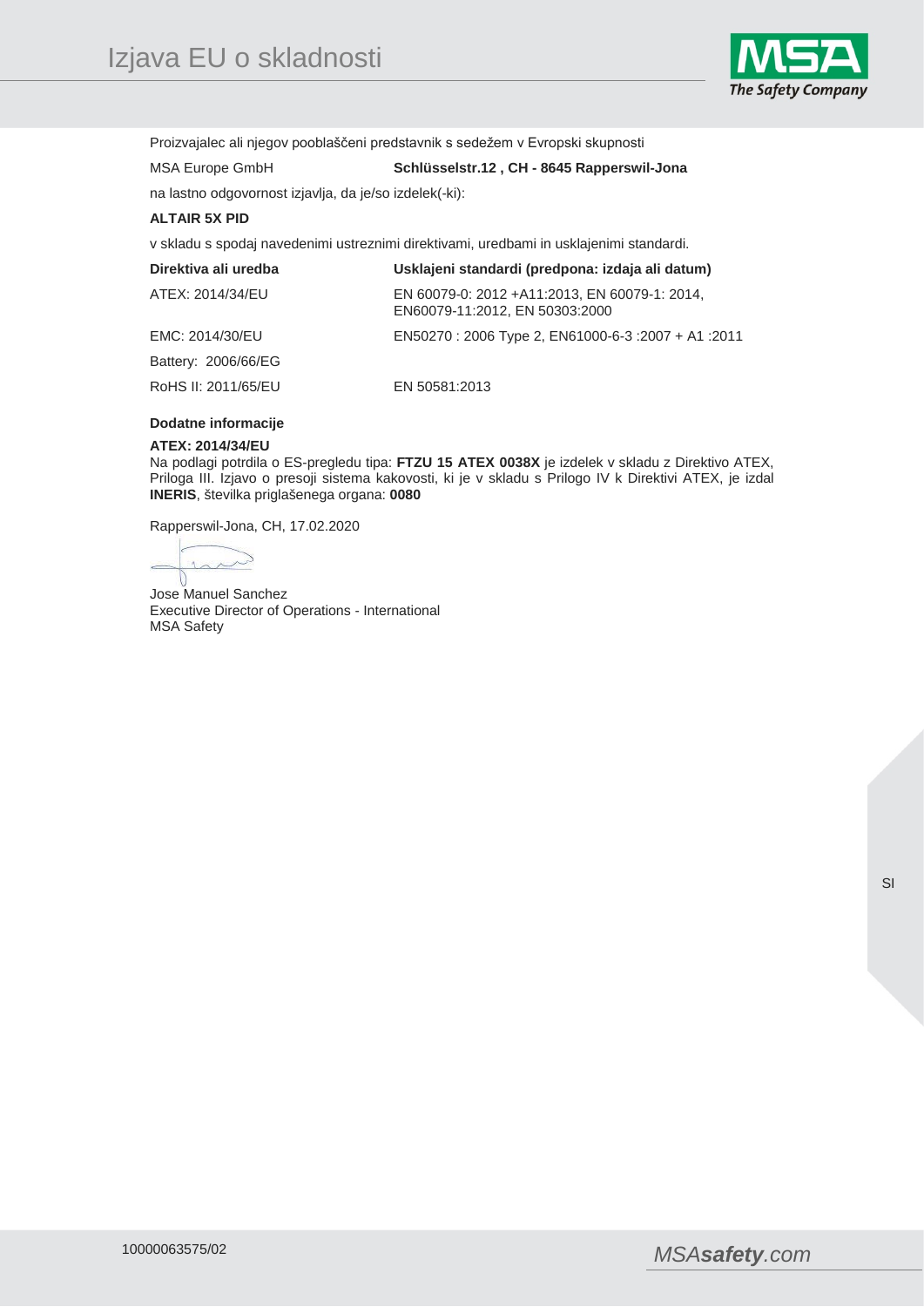# Izjava EU o skladnosti

Proizvajalec ali njegov pooblaščeni predstavnik s sedežem v Evropski skupnosti

MSA Europe GmbH **Schlüsselstr.12 , CH - 8645 Rapperswil-Jona**

na lastno odgovornost izjavlja, da je/so izdelek(-ki):

**ALTAIR 5X PID**

v skladu s spodaj navedenimi ustreznimi direktivami, uredbami in usklajenimi standardi.

| Direktiva ali uredba | Usklajeni standardi (predpona: izdaja ali datum) |
|---|---|
| ATEX: 2014/34/EU | EN 60079-0: 2012 +A11:2013, EN 60079-1: 2014, EN60079-11:2012, EN 50303:2000 |
| EMC: 2014/30/EU | EN50270 : 2006 Type 2, EN61000-6-3 :2007 + A1 :2011 |
| Battery: 2006/66/EG | |
| RoHS II: 2011/65/EU | EN 50581:2013 |

**Dodatne informacije**

**ATEX: 2014/34/EU**
Na podlagi potrdila o ES-pregledu tipa: **FTZU 15 ATEX 0038X** je izdelek v skladu z Direktivo ATEX, Priloga III. Izjavo o presoji sistema kakovosti, ki je v skladu s Prilogo IV k Direktivi ATEX, je izdal **INERIS**, številka priglašenega organa: **0080**

Rapperswil-Jona, CH, 17.02.2020

Jose Manuel Sanchez
Executive Director of Operations - International
MSA Safety

10000063575/02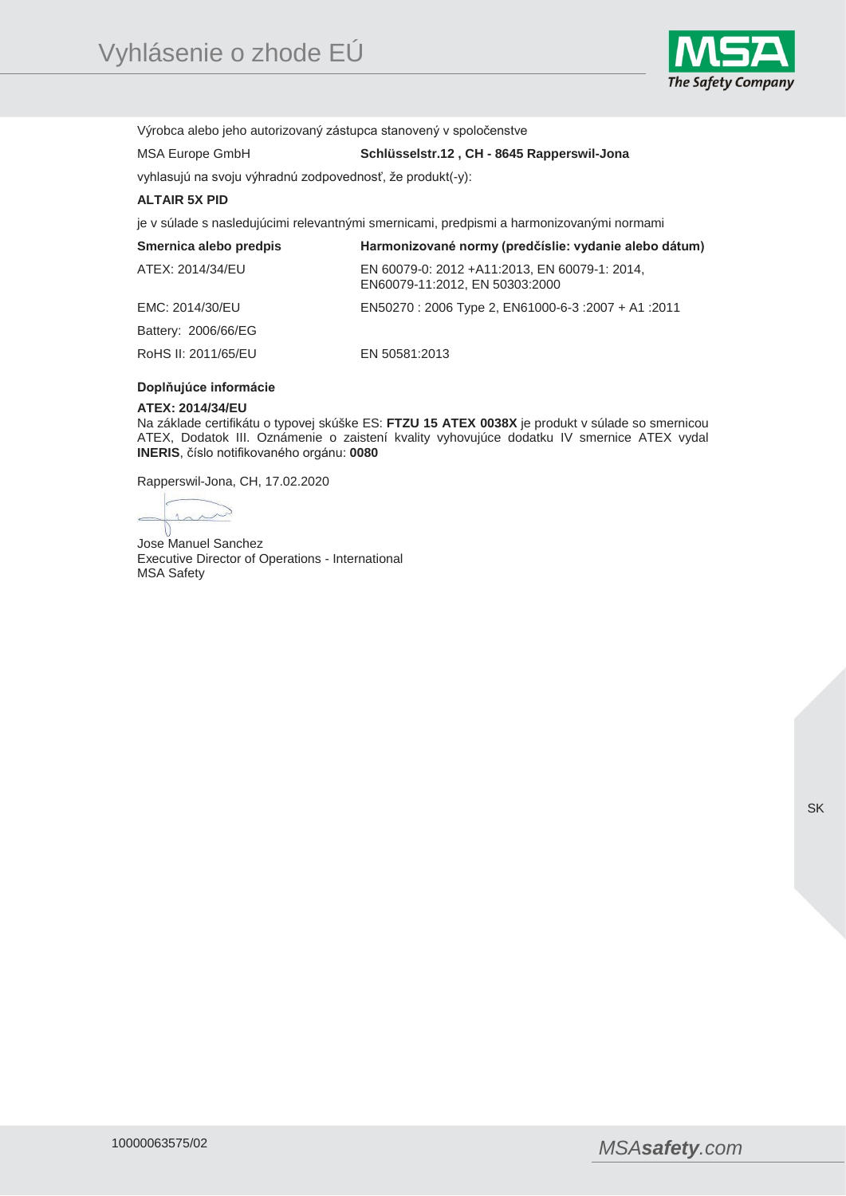# Vyhlásenie o zhode EÚ

Výrobca alebo jeho autorizovaný zástupca stanovený v spoločenstve

MSA Europe GmbH **Schlüsselstr.12 , CH - 8645 Rapperswil-Jona**

vyhlasujú na svoju výhradnú zodpovednosť, že produkt(-y):

**ALTAIR 5X PID**

je v súlade s nasledujúcimi relevantnými smernicami, predpismi a harmonizovanými normami

| Smernica alebo predpis | Harmonizované normy (predčíslie: vydanie alebo dátum) |
|---|---|
| ATEX: 2014/34/EU | EN 60079-0: 2012 +A11:2013, EN 60079-1: 2014, EN60079-11:2012, EN 50303:2000 |
| EMC: 2014/30/EU | EN50270 : 2006 Type 2, EN61000-6-3 :2007 + A1 :2011 |
| Battery: 2006/66/EG | |
| RoHS II: 2011/65/EU | EN 50581:2013 |

**Doplňujúce informácie**

**ATEX: 2014/34/EU**
Na základe certifikátu o typovej skúške ES: **FTZU 15 ATEX 0038X** je produkt v súlade so smernicou ATEX, Dodatok III. Oznámenie o zaistení kvality vyhovujúce dodatku IV smernice ATEX vydal **INERIS**, číslo notifikovaného orgánu: **0080**

Rapperswil-Jona, CH, 17.02.2020

Jose Manuel Sanchez
Executive Director of Operations - International
MSA Safety

10000063575/02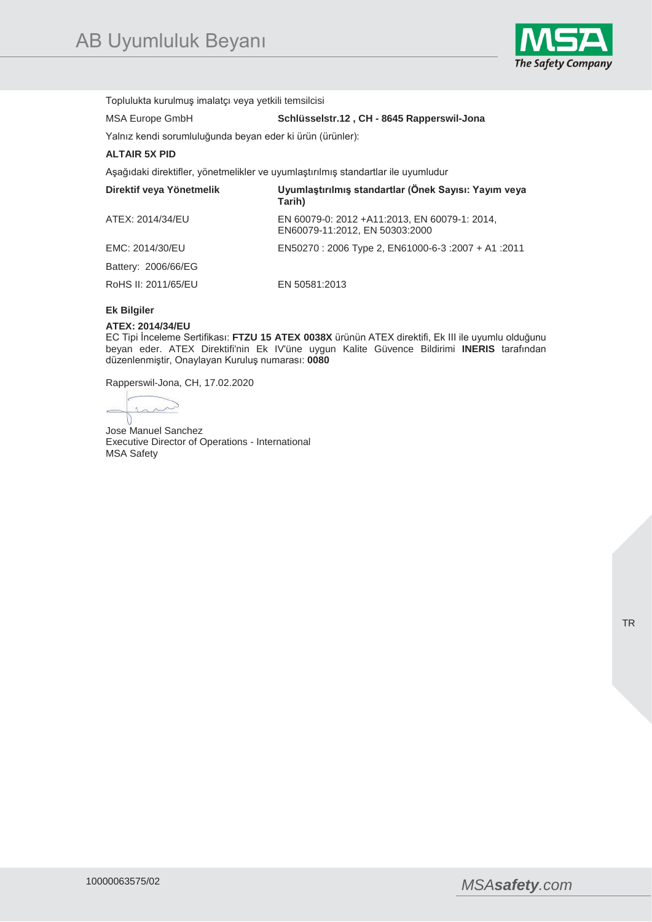# AB Uyumluluk Beyanı

Toplulukta kurulmuş imalatçı veya yetkili temsilcisi

MSA Europe GmbH **Schlüsselstr.12 , CH - 8645 Rapperswil-Jona**

Yalnız kendi sorumluluğunda beyan eder ki ürün (ürünler):

**ALTAIR 5X PID**

Aşağıdaki direktifler, yönetmelikler ve uyumlaştırılmış standartlar ile uyumludur

| Direktif veya Yönetmelik | Uyumlaştırılmış standartlar (Önek Sayısı: Yayım veya Tarih) |
|---|---|
| ATEX: 2014/34/EU | EN 60079-0: 2012 +A11:2013, EN 60079-1: 2014, EN60079-11:2012, EN 50303:2000 |
| EMC: 2014/30/EU | EN50270 : 2006 Type 2, EN61000-6-3 :2007 + A1 :2011 |
| Battery: 2006/66/EG | |
| RoHS II: 2011/65/EU | EN 50581:2013 |

**Ek Bilgiler**

**ATEX: 2014/34/EU**
EC Tipi İnceleme Sertifikası: **FTZU 15 ATEX 0038X** ürünün ATEX direktifi, Ek III ile uyumlu olduğunu beyan eder. ATEX Direktifi'nin Ek IV'üne uygun Kalite Güvence Bildirimi **INERIS** tarafından düzenlenmiştir, Onaylayan Kuruluş numarası: **0080**

Rapperswil-Jona, CH, 17.02.2020

Jose Manuel Sanchez
Executive Director of Operations - International
MSA Safety

10000063575/02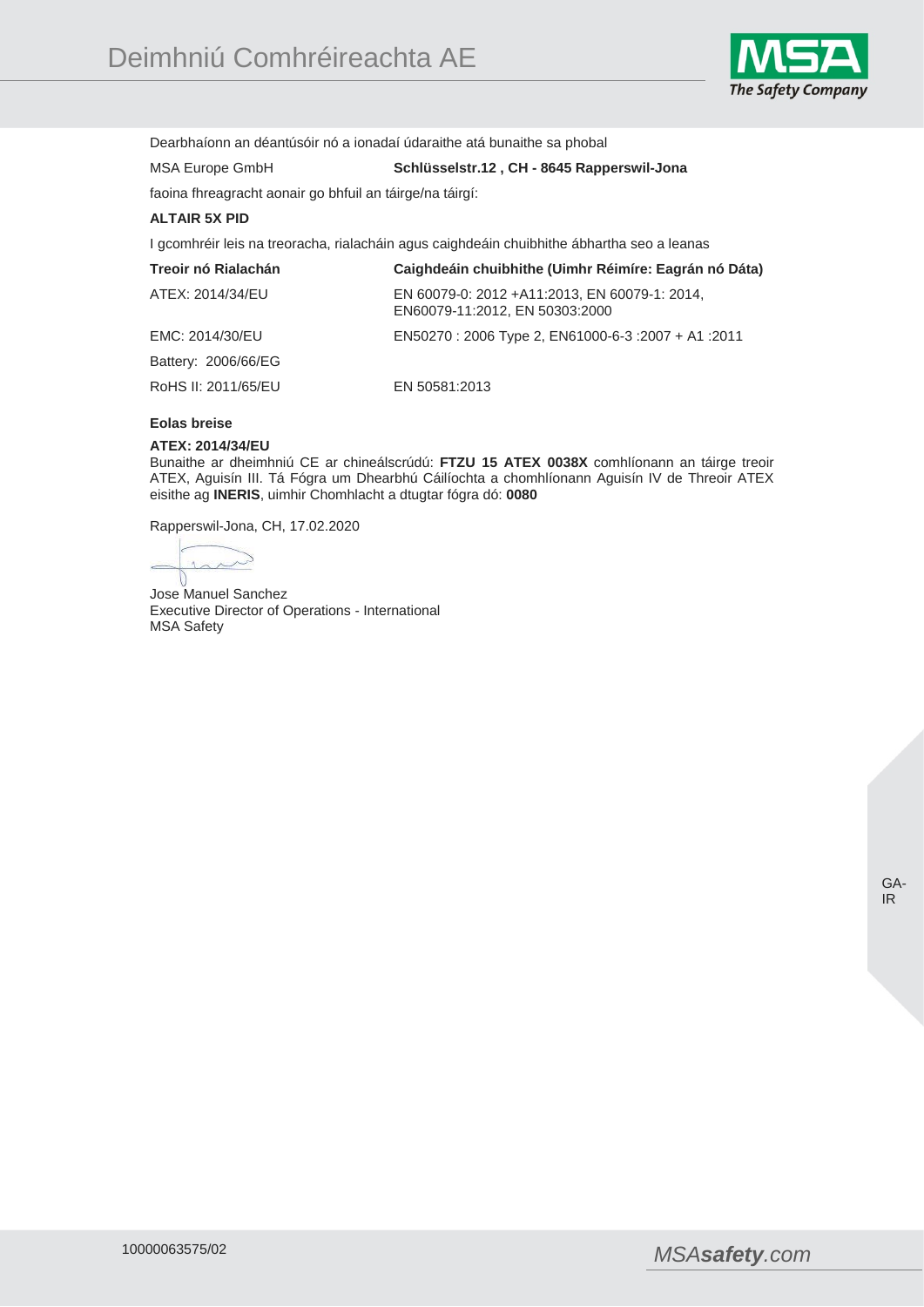# Deimhniú Comhréireachta AE

Dearbhaíonn an déantúsóir nó a ionadaí údaraithe atá bunaithe sa phobal

| | |
|---|---|
| MSA Europe GmbH | **Schlüsselstr.12 , CH - 8645 Rapperswil-Jona** |

faoina fhreagracht aonair go bhfuil an táirge/na táirgí:

**ALTAIR 5X PID**

I gcomhréir leis na treoracha, rialacháin agus caighdeáin chuibhithe ábhartha seo a leanas

| Treoir nó Rialachán | Caighdeáin chuibhithe (Uimhr Réimíre: Eagrán nó Dáta) |
|---|---|
| ATEX: 2014/34/EU | EN 60079-0: 2012 +A11:2013, EN 60079-1: 2014, EN60079-11:2012, EN 50303:2000 |
| EMC: 2014/30/EU | EN50270 : 2006 Type 2, EN61000-6-3 :2007 + A1 :2011 |
| Battery: 2006/66/EG | |
| RoHS II: 2011/65/EU | EN 50581:2013 |

**Eolas breise**

**ATEX: 2014/34/EU**
Bunaithe ar dheimhniú CE ar chineálscrúdú: **FTZU 15 ATEX 0038X** comhlíonann an táirge treoir ATEX, Aguisín III. Tá Fógra um Dhearbhú Cáilíochta a chomhlíonann Aguisín IV de Threoir ATEX eisithe ag **INERIS**, uimhir Chomhlacht a dtugtar fógra dó: **0080**

Rapperswil-Jona, CH, 17.02.2020

Jose Manuel Sanchez
Executive Director of Operations - International
MSA Safety

GA-IR

10000063575/02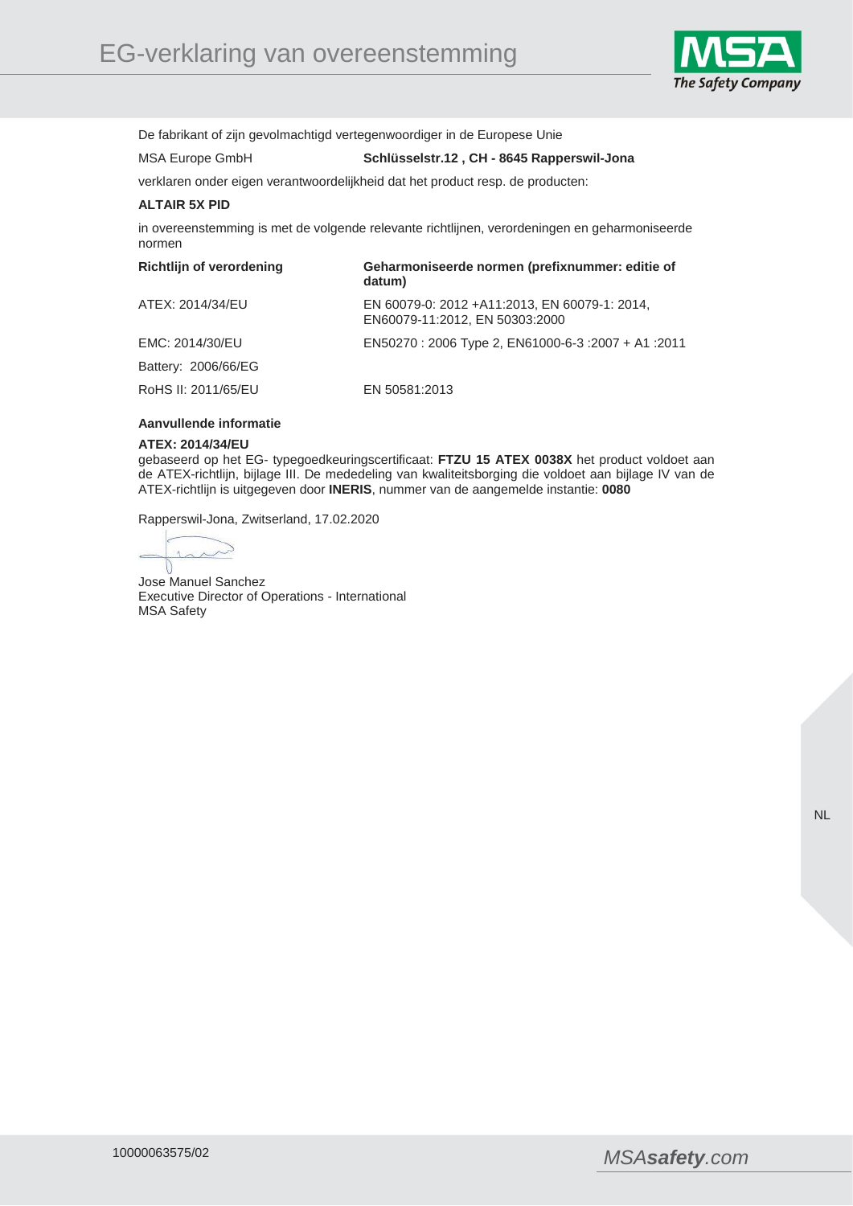# EG-verklaring van overeenstemming

De fabrikant of zijn gevolmachtigd vertegenwoordiger in de Europese Unie

MSA Europe GmbH **Schlüsselstr.12 , CH - 8645 Rapperswil-Jona**

verklaren onder eigen verantwoordelijkheid dat het product resp. de producten:

**ALTAIR 5X PID**

in overeenstemming is met de volgende relevante richtlijnen, verordeningen en geharmoniseerde normen

| Richtlijn of verordening | Geharmoniseerde normen (prefixnummer: editie of datum) |
|---|---|
| ATEX: 2014/34/EU | EN 60079-0: 2012 +A11:2013, EN 60079-1: 2014, EN60079-11:2012, EN 50303:2000 |
| EMC: 2014/30/EU | EN50270 : 2006 Type 2, EN61000-6-3 :2007 + A1 :2011 |
| Battery: 2006/66/EG | |
| RoHS II: 2011/65/EU | EN 50581:2013 |

**Aanvullende informatie**

**ATEX: 2014/34/EU**
gebaseerd op het EG- typegoedkeuringscertificaat: **FTZU 15 ATEX 0038X** het product voldoet aan de ATEX-richtlijn, bijlage III. De mededeling van kwaliteitsborging die voldoet aan bijlage IV van de ATEX-richtlijn is uitgegeven door **INERIS**, nummer van de aangemelde instantie: **0080**

Rapperswil-Jona, Zwitserland, 17.02.2020

Jose Manuel Sanchez
Executive Director of Operations - International
MSA Safety

NL

10000063575/02